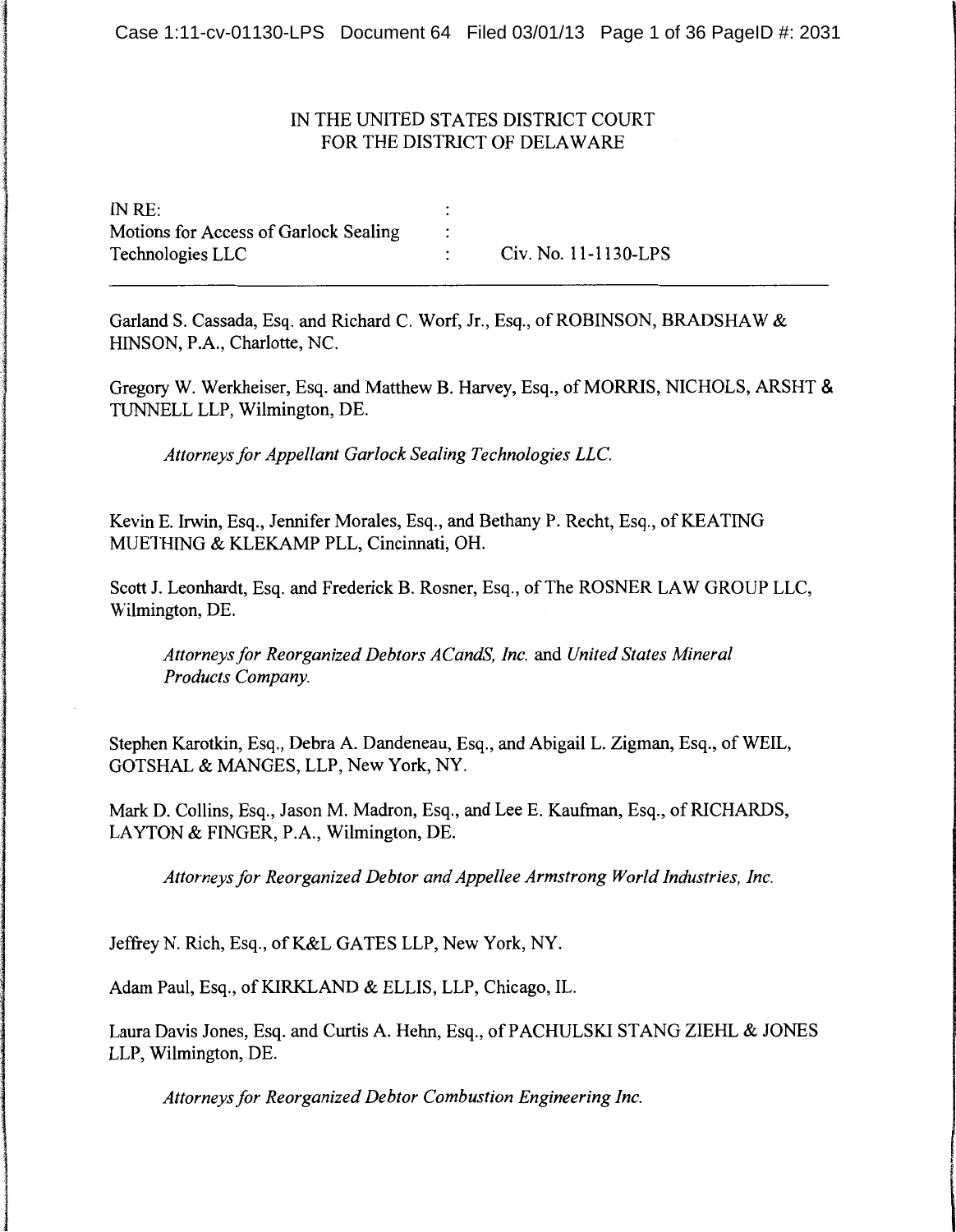IN THE UNITED STATES DISTRICT COURT
FOR THE DISTRICT OF DELAWARE

| | | |
|---|---|---|
| IN RE: | : | |
| Motions for Access of Garlock Sealing | : | |
| Technologies LLC | : | Civ. No. 11-1130-LPS |

---

Garland S. Cassada, Esq. and Richard C. Worf, Jr., Esq., of ROBINSON, BRADSHAW & HINSON, P.A., Charlotte, NC.

Gregory W. Werkheiser, Esq. and Matthew B. Harvey, Esq., of MORRIS, NICHOLS, ARSHT & TUNNELL LLP, Wilmington, DE.

*Attorneys for Appellant Garlock Sealing Technologies LLC.*

Kevin E. Irwin, Esq., Jennifer Morales, Esq., and Bethany P. Recht, Esq., of KEATING MUETHING & KLEKAMP PLL, Cincinnati, OH.

Scott J. Leonhardt, Esq. and Frederick B. Rosner, Esq., of The ROSNER LAW GROUP LLC, Wilmington, DE.

*Attorneys for Reorganized Debtors ACandS, Inc.* and *United States Mineral Products Company.*

Stephen Karotkin, Esq., Debra A. Dandeneau, Esq., and Abigail L. Zigman, Esq., of WEIL, GOTSHAL & MANGES, LLP, New York, NY.

Mark D. Collins, Esq., Jason M. Madron, Esq., and Lee E. Kaufman, Esq., of RICHARDS, LAYTON & FINGER, P.A., Wilmington, DE.

*Attorneys for Reorganized Debtor and Appellee Armstrong World Industries, Inc.*

Jeffrey N. Rich, Esq., of K&L GATES LLP, New York, NY.

Adam Paul, Esq., of KIRKLAND & ELLIS, LLP, Chicago, IL.

Laura Davis Jones, Esq. and Curtis A. Hehn, Esq., of PACHULSKI STANG ZIEHL & JONES LLP, Wilmington, DE.

*Attorneys for Reorganized Debtor Combustion Engineering Inc.*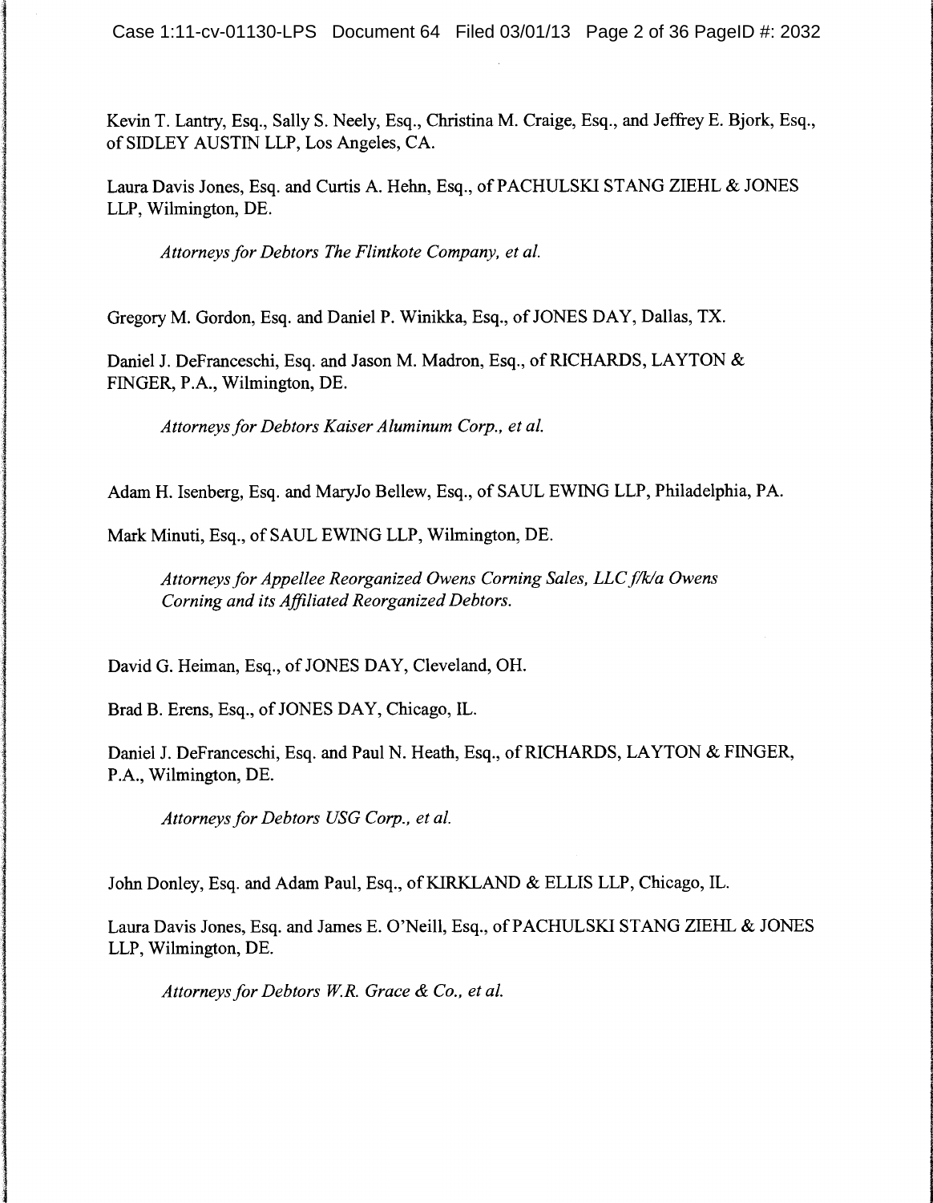Kevin T. Lantry, Esq., Sally S. Neely, Esq., Christina M. Craige, Esq., and Jeffrey E. Bjork, Esq., of SIDLEY AUSTIN LLP, Los Angeles, CA.

Laura Davis Jones, Esq. and Curtis A. Hehn, Esq., of PACHULSKI STANG ZIEHL & JONES LLP, Wilmington, DE.

*Attorneys for Debtors The Flintkote Company, et al.*

Gregory M. Gordon, Esq. and Daniel P. Winikka, Esq., of JONES DAY, Dallas, TX.

Daniel J. DeFranceschi, Esq. and Jason M. Madron, Esq., of RICHARDS, LAYTON & FINGER, P.A., Wilmington, DE.

*Attorneys for Debtors Kaiser Aluminum Corp., et al.*

Adam H. Isenberg, Esq. and MaryJo Bellew, Esq., of SAUL EWING LLP, Philadelphia, PA.

Mark Minuti, Esq., of SAUL EWING LLP, Wilmington, DE.

*Attorneys for Appellee Reorganized Owens Corning Sales, LLC f/k/a Owens Corning and its Affiliated Reorganized Debtors.*

David G. Heiman, Esq., of JONES DAY, Cleveland, OH.

Brad B. Erens, Esq., of JONES DAY, Chicago, IL.

Daniel J. DeFranceschi, Esq. and Paul N. Heath, Esq., of RICHARDS, LAYTON & FINGER, P.A., Wilmington, DE.

*Attorneys for Debtors USG Corp., et al.*

John Donley, Esq. and Adam Paul, Esq., of KIRKLAND & ELLIS LLP, Chicago, IL.

Laura Davis Jones, Esq. and James E. O'Neill, Esq., of PACHULSKI STANG ZIEHL & JONES LLP, Wilmington, DE.

*Attorneys for Debtors W.R. Grace & Co., et al.*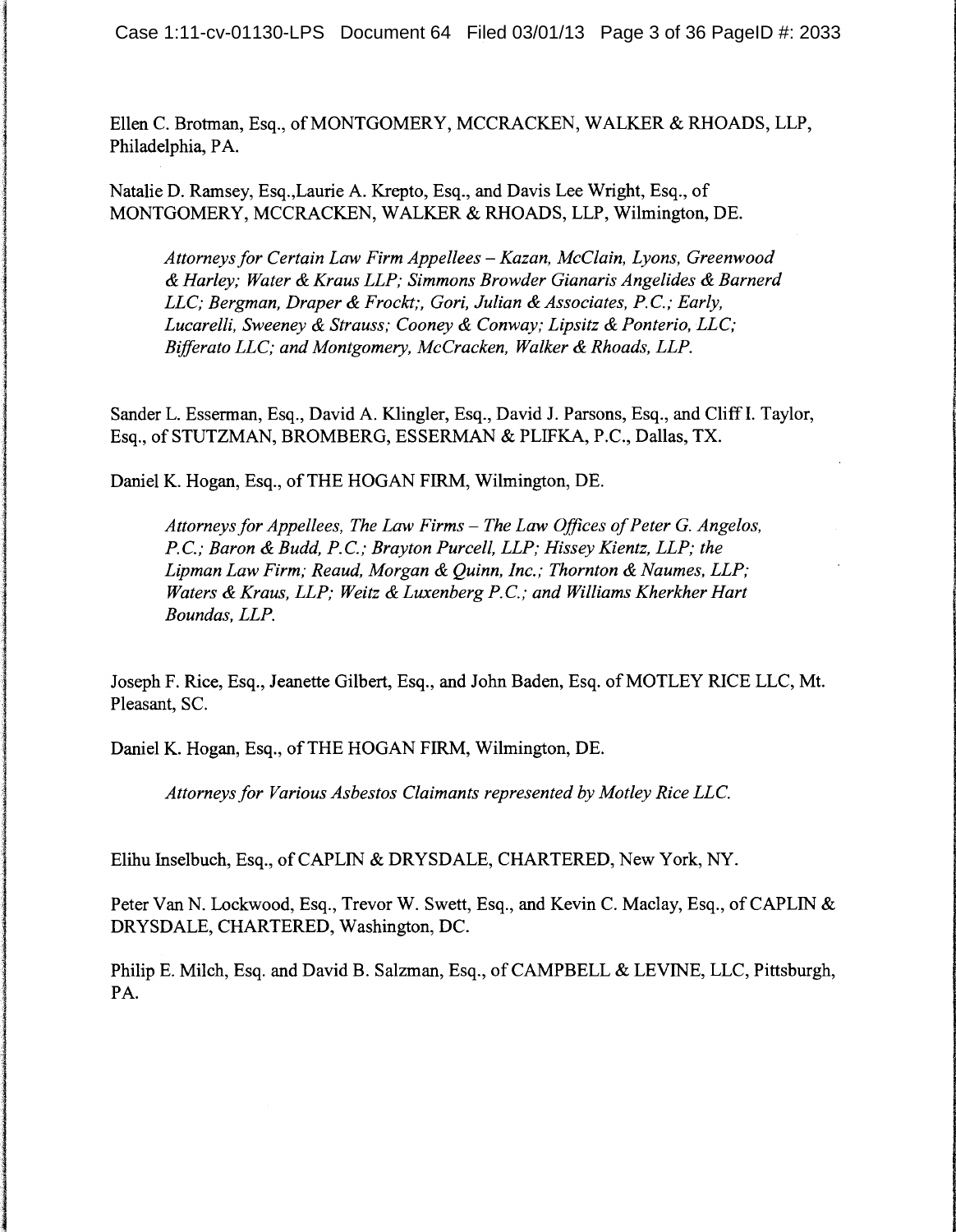Ellen C. Brotman, Esq., of MONTGOMERY, MCCRACKEN, WALKER & RHOADS, LLP, Philadelphia, PA.

Natalie D. Ramsey, Esq.,Laurie A. Krepto, Esq., and Davis Lee Wright, Esq., of MONTGOMERY, MCCRACKEN, WALKER & RHOADS, LLP, Wilmington, DE.

*Attorneys for Certain Law Firm Appellees – Kazan, McClain, Lyons, Greenwood & Harley; Water & Kraus LLP; Simmons Browder Gianaris Angelides & Barnerd LLC; Bergman, Draper & Frockt;, Gori, Julian & Associates, P.C.; Early, Lucarelli, Sweeney & Strauss; Cooney & Conway; Lipsitz & Ponterio, LLC; Bifferato LLC; and Montgomery, McCracken, Walker & Rhoads, LLP.*

Sander L. Esserman, Esq., David A. Klingler, Esq., David J. Parsons, Esq., and Cliff I. Taylor, Esq., of STUTZMAN, BROMBERG, ESSERMAN & PLIFKA, P.C., Dallas, TX.

Daniel K. Hogan, Esq., of THE HOGAN FIRM, Wilmington, DE.

*Attorneys for Appellees, The Law Firms – The Law Offices of Peter G. Angelos, P.C.; Baron & Budd, P.C.; Brayton Purcell, LLP; Hissey Kientz, LLP; the Lipman Law Firm; Reaud, Morgan & Quinn, Inc.; Thornton & Naumes, LLP; Waters & Kraus, LLP; Weitz & Luxenberg P.C.; and Williams Kherkher Hart Boundas, LLP.*

Joseph F. Rice, Esq., Jeanette Gilbert, Esq., and John Baden, Esq. of MOTLEY RICE LLC, Mt. Pleasant, SC.

Daniel K. Hogan, Esq., of THE HOGAN FIRM, Wilmington, DE.

*Attorneys for Various Asbestos Claimants represented by Motley Rice LLC.*

Elihu Inselbuch, Esq., of CAPLIN & DRYSDALE, CHARTERED, New York, NY.

Peter Van N. Lockwood, Esq., Trevor W. Swett, Esq., and Kevin C. Maclay, Esq., of CAPLIN & DRYSDALE, CHARTERED, Washington, DC.

Philip E. Milch, Esq. and David B. Salzman, Esq., of CAMPBELL & LEVINE, LLC, Pittsburgh, PA.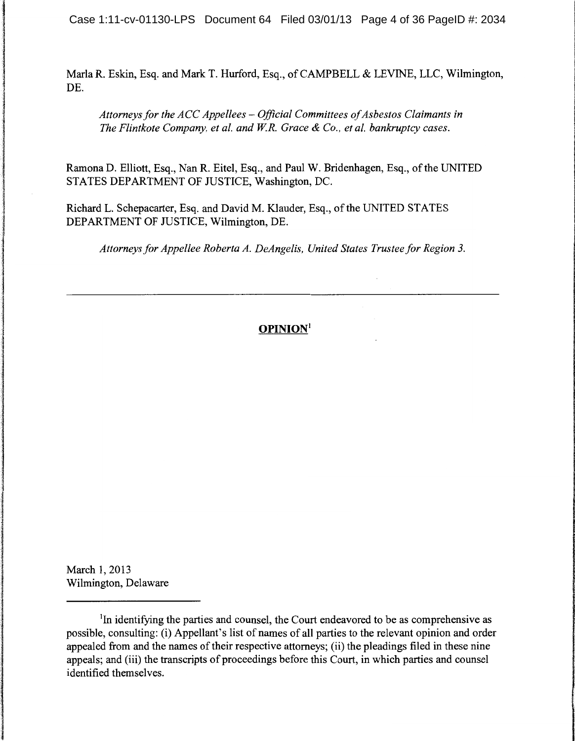Marla R. Eskin, Esq. and Mark T. Hurford, Esq., of CAMPBELL & LEVINE, LLC, Wilmington, DE.

*Attorneys for the ACC Appellees – Official Committees of Asbestos Claimants in The Flintkote Company, et al. and W.R. Grace & Co., et al. bankruptcy cases.*

Ramona D. Elliott, Esq., Nan R. Eitel, Esq., and Paul W. Bridenhagen, Esq., of the UNITED STATES DEPARTMENT OF JUSTICE, Washington, DC.

Richard L. Schepacarter, Esq. and David M. Klauder, Esq., of the UNITED STATES DEPARTMENT OF JUSTICE, Wilmington, DE.

*Attorneys for Appellee Roberta A. DeAngelis, United States Trustee for Region 3.*

---

**OPINION**[1]

March 1, 2013
Wilmington, Delaware

---

[1]In identifying the parties and counsel, the Court endeavored to be as comprehensive as possible, consulting: (i) Appellant's list of names of all parties to the relevant opinion and order appealed from and the names of their respective attorneys; (ii) the pleadings filed in these nine appeals; and (iii) the transcripts of proceedings before this Court, in which parties and counsel identified themselves.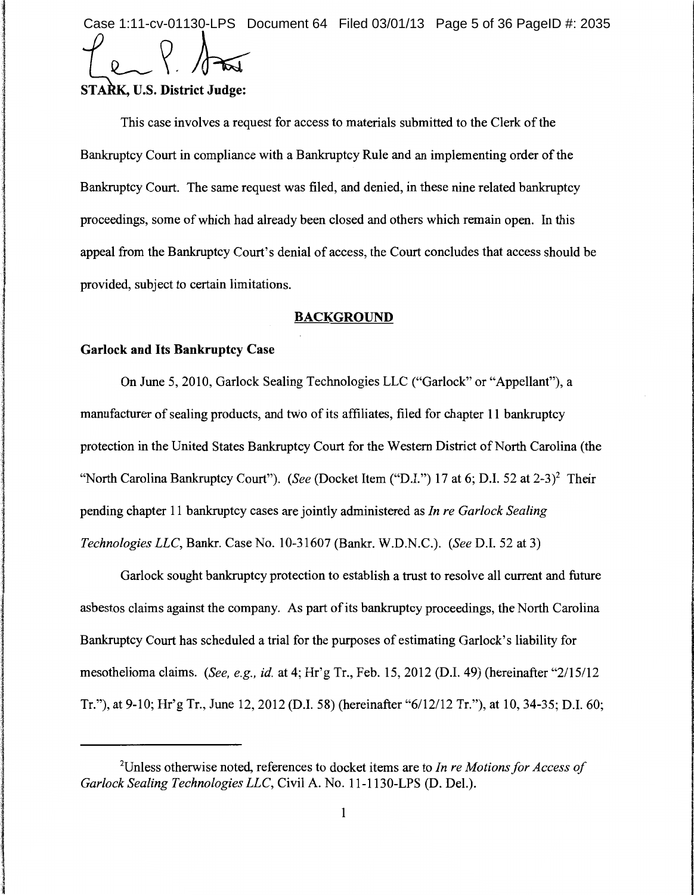**STARK, U.S. District Judge:**

This case involves a request for access to materials submitted to the Clerk of the Bankruptcy Court in compliance with a Bankruptcy Rule and an implementing order of the Bankruptcy Court. The same request was filed, and denied, in these nine related bankruptcy proceedings, some of which had already been closed and others which remain open. In this appeal from the Bankruptcy Court's denial of access, the Court concludes that access should be provided, subject to certain limitations.

## BACKGROUND

### Garlock and Its Bankruptcy Case

On June 5, 2010, Garlock Sealing Technologies LLC ("Garlock" or "Appellant"), a manufacturer of sealing products, and two of its affiliates, filed for chapter 11 bankruptcy protection in the United States Bankruptcy Court for the Western District of North Carolina (the "North Carolina Bankruptcy Court"). (*See* (Docket Item ("D.I.") 17 at 6; D.I. 52 at 2-3)[2] Their pending chapter 11 bankruptcy cases are jointly administered as *In re Garlock Sealing Technologies LLC*, Bankr. Case No. 10-31607 (Bankr. W.D.N.C.). (*See* D.I. 52 at 3)

Garlock sought bankruptcy protection to establish a trust to resolve all current and future asbestos claims against the company. As part of its bankruptcy proceedings, the North Carolina Bankruptcy Court has scheduled a trial for the purposes of estimating Garlock's liability for mesothelioma claims. (*See, e.g., id.* at 4; Hr'g Tr., Feb. 15, 2012 (D.I. 49) (hereinafter "2/15/12 Tr."), at 9-10; Hr'g Tr., June 12, 2012 (D.I. 58) (hereinafter "6/12/12 Tr."), at 10, 34-35; D.I. 60;

---

[2]Unless otherwise noted, references to docket items are to *In re Motions for Access of Garlock Sealing Technologies LLC*, Civil A. No. 11-1130-LPS (D. Del.).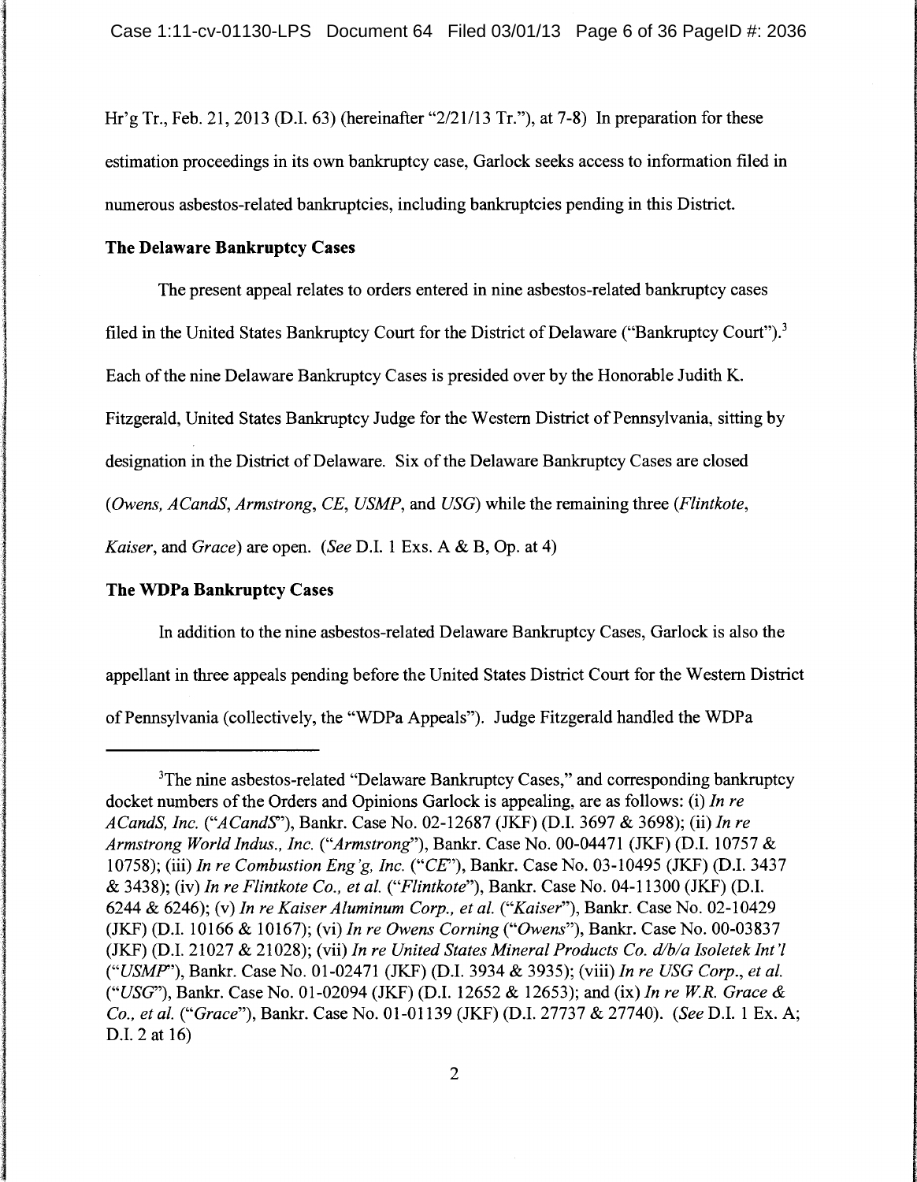Hr'g Tr., Feb. 21, 2013 (D.I. 63) (hereinafter "2/21/13 Tr."), at 7-8) In preparation for these estimation proceedings in its own bankruptcy case, Garlock seeks access to information filed in numerous asbestos-related bankruptcies, including bankruptcies pending in this District.

**The Delaware Bankruptcy Cases**

The present appeal relates to orders entered in nine asbestos-related bankruptcy cases filed in the United States Bankruptcy Court for the District of Delaware ("Bankruptcy Court").[3] Each of the nine Delaware Bankruptcy Cases is presided over by the Honorable Judith K. Fitzgerald, United States Bankruptcy Judge for the Western District of Pennsylvania, sitting by designation in the District of Delaware. Six of the Delaware Bankruptcy Cases are closed (*Owens, ACandS, Armstrong, CE, USMP,* and *USG*) while the remaining three (*Flintkote, Kaiser,* and *Grace*) are open. (*See* D.I. 1 Exs. A & B, Op. at 4)

**The WDPa Bankruptcy Cases**

In addition to the nine asbestos-related Delaware Bankruptcy Cases, Garlock is also the appellant in three appeals pending before the United States District Court for the Western District of Pennsylvania (collectively, the "WDPa Appeals"). Judge Fitzgerald handled the WDPa

---

[3]The nine asbestos-related "Delaware Bankruptcy Cases," and corresponding bankruptcy docket numbers of the Orders and Opinions Garlock is appealing, are as follows: (i) *In re ACandS, Inc.* ("*ACandS*"), Bankr. Case No. 02-12687 (JKF) (D.I. 3697 & 3698); (ii) *In re Armstrong World Indus., Inc.* ("*Armstrong*"), Bankr. Case No. 00-04471 (JKF) (D.I. 10757 & 10758); (iii) *In re Combustion Eng'g, Inc.* ("*CE*"), Bankr. Case No. 03-10495 (JKF) (D.I. 3437 & 3438); (iv) *In re Flintkote Co., et al.* ("*Flintkote*"), Bankr. Case No. 04-11300 (JKF) (D.I. 6244 & 6246); (v) *In re Kaiser Aluminum Corp., et al.* ("*Kaiser*"), Bankr. Case No. 02-10429 (JKF) (D.I. 10166 & 10167); (vi) *In re Owens Corning* ("*Owens*"), Bankr. Case No. 00-03837 (JKF) (D.I. 21027 & 21028); (vii) *In re United States Mineral Products Co. d/b/a Isoletek Int'l* ("*USMP*"), Bankr. Case No. 01-02471 (JKF) (D.I. 3934 & 3935); (viii) *In re USG Corp., et al.* ("*USG*"), Bankr. Case No. 01-02094 (JKF) (D.I. 12652 & 12653); and (ix) *In re W.R. Grace & Co., et al.* ("*Grace*"), Bankr. Case No. 01-01139 (JKF) (D.I. 27737 & 27740). (*See* D.I. 1 Ex. A; D.I. 2 at 16)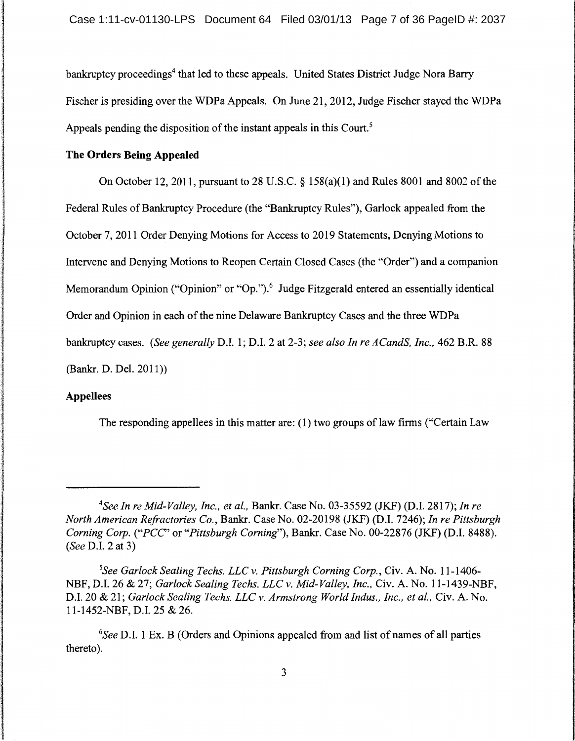bankruptcy proceedings[4] that led to these appeals. United States District Judge Nora Barry Fischer is presiding over the WDPa Appeals. On June 21, 2012, Judge Fischer stayed the WDPa Appeals pending the disposition of the instant appeals in this Court.[5]

**The Orders Being Appealed**

On October 12, 2011, pursuant to 28 U.S.C. § 158(a)(1) and Rules 8001 and 8002 of the Federal Rules of Bankruptcy Procedure (the "Bankruptcy Rules"), Garlock appealed from the October 7, 2011 Order Denying Motions for Access to 2019 Statements, Denying Motions to Intervene and Denying Motions to Reopen Certain Closed Cases (the "Order") and a companion Memorandum Opinion ("Opinion" or "Op.").[6] Judge Fitzgerald entered an essentially identical Order and Opinion in each of the nine Delaware Bankruptcy Cases and the three WDPa bankruptcy cases. (*See generally* D.I. 1; D.I. 2 at 2-3; *see also In re ACandS, Inc.*, 462 B.R. 88 (Bankr. D. Del. 2011))

**Appellees**

The responding appellees in this matter are: (1) two groups of law firms ("Certain Law

---

[4]*See In re Mid-Valley, Inc., et al.*, Bankr. Case No. 03-35592 (JKF) (D.I. 2817); *In re North American Refractories Co.*, Bankr. Case No. 02-20198 (JKF) (D.I. 7246); *In re Pittsburgh Corning Corp.* ("*PCC*" or "*Pittsburgh Corning*"), Bankr. Case No. 00-22876 (JKF) (D.I. 8488). (*See* D.I. 2 at 3)

[5]*See Garlock Sealing Techs. LLC v. Pittsburgh Corning Corp.*, Civ. A. No. 11-1406-NBF, D.I. 26 & 27; *Garlock Sealing Techs. LLC v. Mid-Valley, Inc.*, Civ. A. No. 11-1439-NBF, D.I. 20 & 21; *Garlock Sealing Techs. LLC v. Armstrong World Indus., Inc., et al.*, Civ. A. No. 11-1452-NBF, D.I. 25 & 26.

[6]*See* D.I. 1 Ex. B (Orders and Opinions appealed from and list of names of all parties thereto).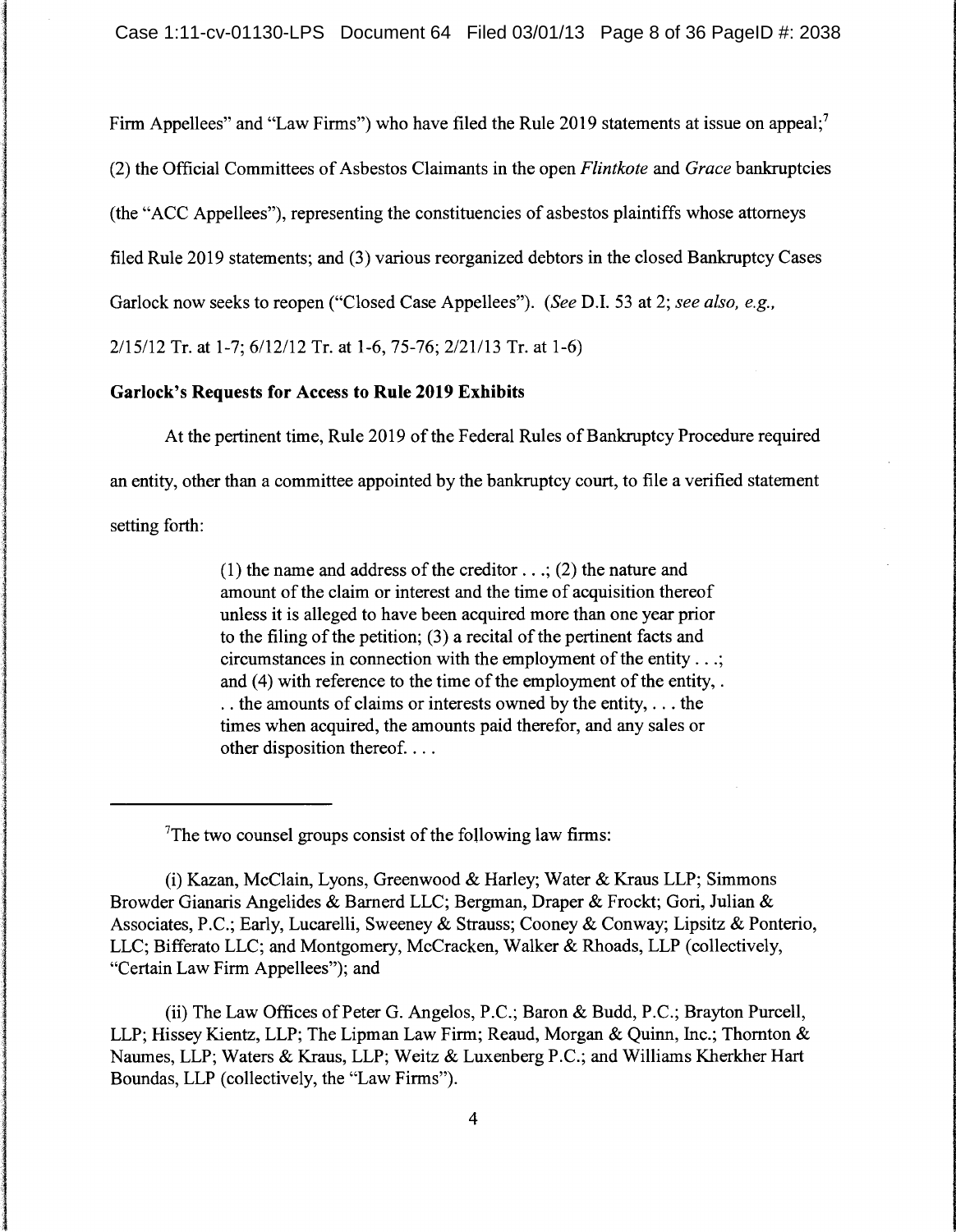Firm Appellees" and "Law Firms") who have filed the Rule 2019 statements at issue on appeal;[7] (2) the Official Committees of Asbestos Claimants in the open *Flintkote* and *Grace* bankruptcies (the "ACC Appellees"), representing the constituencies of asbestos plaintiffs whose attorneys filed Rule 2019 statements; and (3) various reorganized debtors in the closed Bankruptcy Cases Garlock now seeks to reopen ("Closed Case Appellees"). (*See* D.I. 53 at 2; *see also, e.g.,* 2/15/12 Tr. at 1-7; 6/12/12 Tr. at 1-6, 75-76; 2/21/13 Tr. at 1-6)

**Garlock's Requests for Access to Rule 2019 Exhibits**

At the pertinent time, Rule 2019 of the Federal Rules of Bankruptcy Procedure required an entity, other than a committee appointed by the bankruptcy court, to file a verified statement setting forth:

> (1) the name and address of the creditor . . .; (2) the nature and amount of the claim or interest and the time of acquisition thereof unless it is alleged to have been acquired more than one year prior to the filing of the petition; (3) a recital of the pertinent facts and circumstances in connection with the employment of the entity . . .; and (4) with reference to the time of the employment of the entity, . . . the amounts of claims or interests owned by the entity, . . . the times when acquired, the amounts paid therefor, and any sales or other disposition thereof. . . .

---

[7]The two counsel groups consist of the following law firms:

(i) Kazan, McClain, Lyons, Greenwood & Harley; Water & Kraus LLP; Simmons Browder Gianaris Angelides & Barnerd LLC; Bergman, Draper & Frockt; Gori, Julian & Associates, P.C.; Early, Lucarelli, Sweeney & Strauss; Cooney & Conway; Lipsitz & Ponterio, LLC; Bifferato LLC; and Montgomery, McCracken, Walker & Rhoads, LLP (collectively, "Certain Law Firm Appellees"); and

(ii) The Law Offices of Peter G. Angelos, P.C.; Baron & Budd, P.C.; Brayton Purcell, LLP; Hissey Kientz, LLP; The Lipman Law Firm; Reaud, Morgan & Quinn, Inc.; Thornton & Naumes, LLP; Waters & Kraus, LLP; Weitz & Luxenberg P.C.; and Williams Kherkher Hart Boundas, LLP (collectively, the "Law Firms").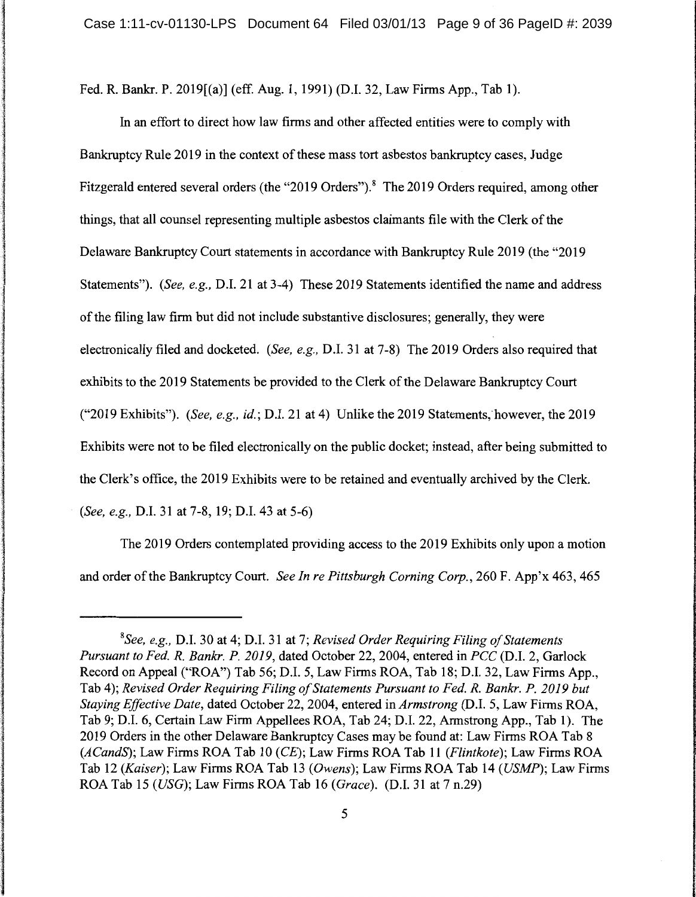Fed. R. Bankr. P. 2019[(a)] (eff. Aug. 1, 1991) (D.I. 32, Law Firms App., Tab 1).

In an effort to direct how law firms and other affected entities were to comply with Bankruptcy Rule 2019 in the context of these mass tort asbestos bankruptcy cases, Judge Fitzgerald entered several orders (the "2019 Orders").[8] The 2019 Orders required, among other things, that all counsel representing multiple asbestos claimants file with the Clerk of the Delaware Bankruptcy Court statements in accordance with Bankruptcy Rule 2019 (the "2019 Statements"). (*See, e.g.,* D.I. 21 at 3-4) These 2019 Statements identified the name and address of the filing law firm but did not include substantive disclosures; generally, they were electronically filed and docketed. (*See, e.g.,* D.I. 31 at 7-8) The 2019 Orders also required that exhibits to the 2019 Statements be provided to the Clerk of the Delaware Bankruptcy Court ("2019 Exhibits"). (*See, e.g., id.*; D.I. 21 at 4) Unlike the 2019 Statements, however, the 2019 Exhibits were not to be filed electronically on the public docket; instead, after being submitted to the Clerk's office, the 2019 Exhibits were to be retained and eventually archived by the Clerk. (*See, e.g.,* D.I. 31 at 7-8, 19; D.I. 43 at 5-6)

The 2019 Orders contemplated providing access to the 2019 Exhibits only upon a motion and order of the Bankruptcy Court. *See In re Pittsburgh Corning Corp.*, 260 F. App'x 463, 465

---

[8] *See, e.g.,* D.I. 30 at 4; D.I. 31 at 7; *Revised Order Requiring Filing of Statements Pursuant to Fed. R. Bankr. P. 2019*, dated October 22, 2004, entered in *PCC* (D.I. 2, Garlock Record on Appeal ("ROA") Tab 56; D.I. 5, Law Firms ROA, Tab 18; D.I. 32, Law Firms App., Tab 4); *Revised Order Requiring Filing of Statements Pursuant to Fed. R. Bankr. P. 2019 but Staying Effective Date*, dated October 22, 2004, entered in *Armstrong* (D.I. 5, Law Firms ROA, Tab 9; D.I. 6, Certain Law Firm Appellees ROA, Tab 24; D.I. 22, Armstrong App., Tab 1). The 2019 Orders in the other Delaware Bankruptcy Cases may be found at: Law Firms ROA Tab 8 (*ACandS*); Law Firms ROA Tab 10 (*CE*); Law Firms ROA Tab 11 (*Flintkote*); Law Firms ROA Tab 12 (*Kaiser*); Law Firms ROA Tab 13 (*Owens*); Law Firms ROA Tab 14 (*USMP*); Law Firms ROA Tab 15 (*USG*); Law Firms ROA Tab 16 (*Grace*). (D.I. 31 at 7 n.29)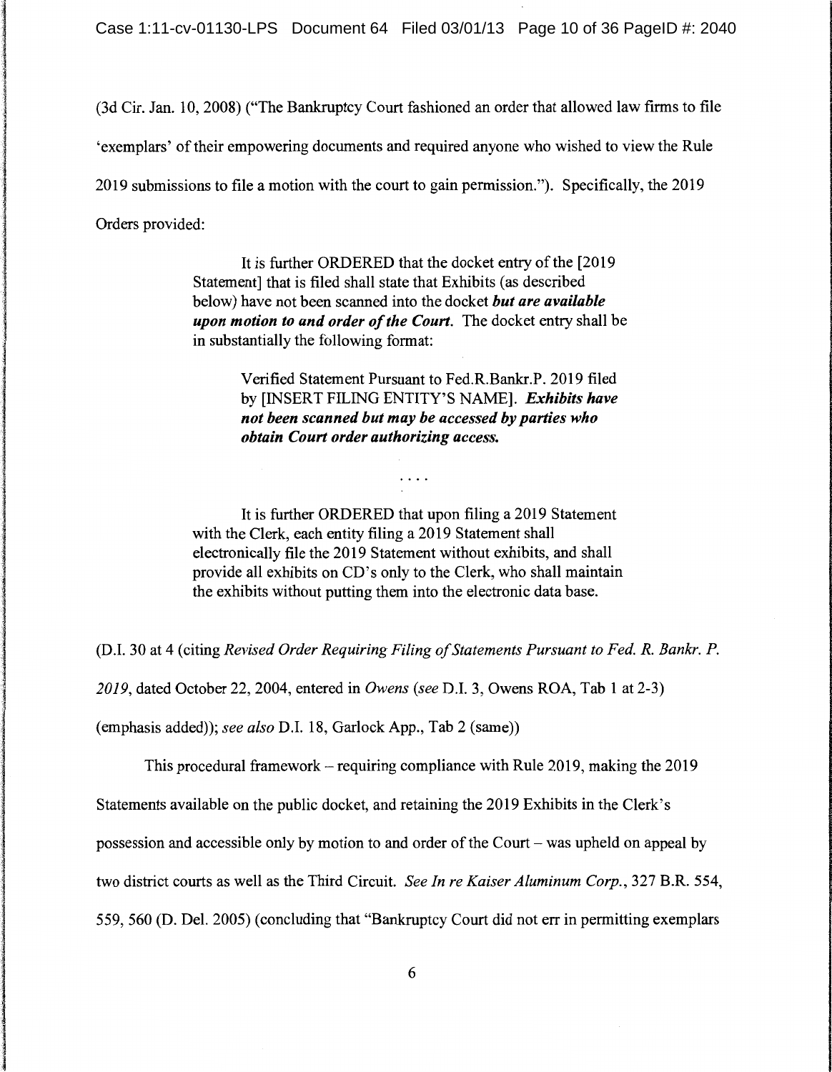(3d Cir. Jan. 10, 2008) ("The Bankruptcy Court fashioned an order that allowed law firms to file 'exemplars' of their empowering documents and required anyone who wished to view the Rule 2019 submissions to file a motion with the court to gain permission."). Specifically, the 2019 Orders provided:

> It is further ORDERED that the docket entry of the [2019 Statement] that is filed shall state that Exhibits (as described below) have not been scanned into the docket ***but are available upon motion to and order of the Court.*** The docket entry shall be in substantially the following format:
>
> > Verified Statement Pursuant to Fed.R.Bankr.P. 2019 filed by [INSERT FILING ENTITY'S NAME]. ***Exhibits have not been scanned but may be accessed by parties who obtain Court order authorizing access.***
>
> . . . .
>
> It is further ORDERED that upon filing a 2019 Statement with the Clerk, each entity filing a 2019 Statement shall electronically file the 2019 Statement without exhibits, and shall provide all exhibits on CD's only to the Clerk, who shall maintain the exhibits without putting them into the electronic data base.

(D.I. 30 at 4 (citing *Revised Order Requiring Filing of Statements Pursuant to Fed. R. Bankr. P. 2019*, dated October 22, 2004, entered in *Owens* (*see* D.I. 3, Owens ROA, Tab 1 at 2-3) (emphasis added)); *see also* D.I. 18, Garlock App., Tab 2 (same))

This procedural framework – requiring compliance with Rule 2019, making the 2019 Statements available on the public docket, and retaining the 2019 Exhibits in the Clerk's possession and accessible only by motion to and order of the Court – was upheld on appeal by two district courts as well as the Third Circuit. *See In re Kaiser Aluminum Corp.*, 327 B.R. 554, 559, 560 (D. Del. 2005) (concluding that "Bankruptcy Court did not err in permitting exemplars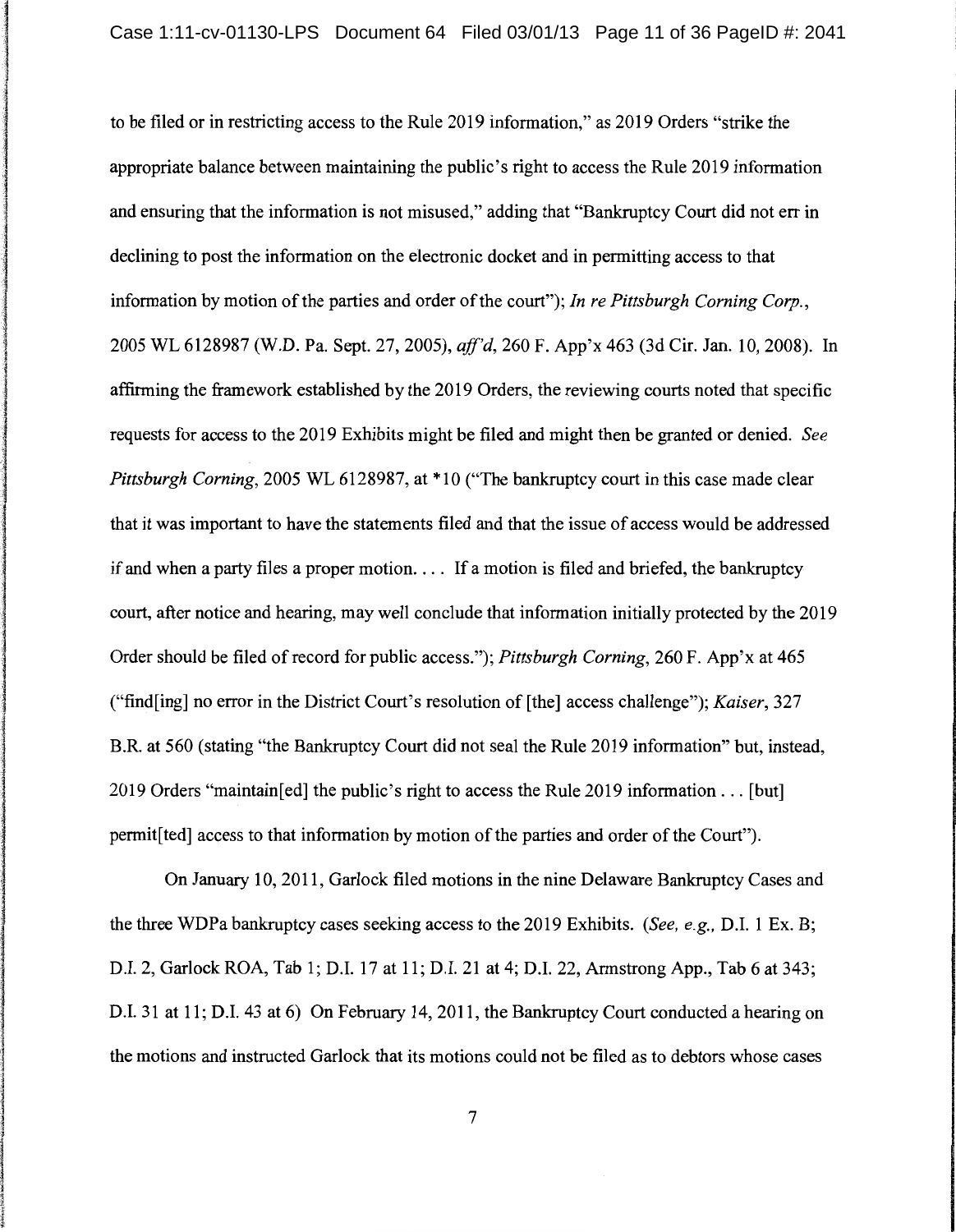to be filed or in restricting access to the Rule 2019 information," as 2019 Orders "strike the appropriate balance between maintaining the public's right to access the Rule 2019 information and ensuring that the information is not misused," adding that "Bankruptcy Court did not err in declining to post the information on the electronic docket and in permitting access to that information by motion of the parties and order of the court"); *In re Pittsburgh Corning Corp.*, 2005 WL 6128987 (W.D. Pa. Sept. 27, 2005), *aff'd*, 260 F. App'x 463 (3d Cir. Jan. 10, 2008). In affirming the framework established by the 2019 Orders, the reviewing courts noted that specific requests for access to the 2019 Exhibits might be filed and might then be granted or denied. *See Pittsburgh Corning*, 2005 WL 6128987, at *10 ("The bankruptcy court in this case made clear that it was important to have the statements filed and that the issue of access would be addressed if and when a party files a proper motion. . . . If a motion is filed and briefed, the bankruptcy court, after notice and hearing, may well conclude that information initially protected by the 2019 Order should be filed of record for public access."); *Pittsburgh Corning*, 260 F. App'x at 465 ("find[ing] no error in the District Court's resolution of [the] access challenge"); *Kaiser*, 327 B.R. at 560 (stating "the Bankruptcy Court did not seal the Rule 2019 information" but, instead, 2019 Orders "maintain[ed] the public's right to access the Rule 2019 information . . . [but] permit[ted] access to that information by motion of the parties and order of the Court").

On January 10, 2011, Garlock filed motions in the nine Delaware Bankruptcy Cases and the three WDPa bankruptcy cases seeking access to the 2019 Exhibits. (*See, e.g.,* D.I. 1 Ex. B; D.I. 2, Garlock ROA, Tab 1; D.I. 17 at 11; D.I. 21 at 4; D.I. 22, Armstrong App., Tab 6 at 343; D.I. 31 at 11; D.I. 43 at 6) On February 14, 2011, the Bankruptcy Court conducted a hearing on the motions and instructed Garlock that its motions could not be filed as to debtors whose cases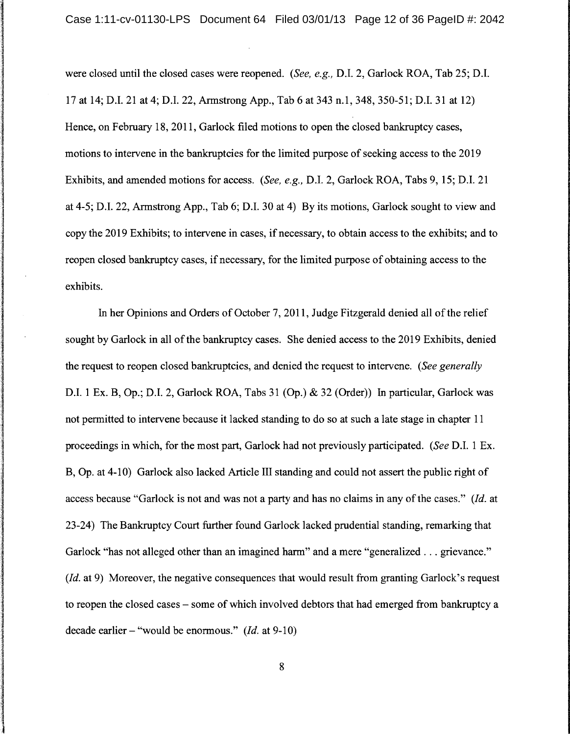were closed until the closed cases were reopened. (*See, e.g.,* D.I. 2, Garlock ROA, Tab 25; D.I. 17 at 14; D.I. 21 at 4; D.I. 22, Armstrong App., Tab 6 at 343 n.1, 348, 350-51; D.I. 31 at 12) Hence, on February 18, 2011, Garlock filed motions to open the closed bankruptcy cases, motions to intervene in the bankruptcies for the limited purpose of seeking access to the 2019 Exhibits, and amended motions for access. (*See, e.g.,* D.I. 2, Garlock ROA, Tabs 9, 15; D.I. 21 at 4-5; D.I. 22, Armstrong App., Tab 6; D.I. 30 at 4) By its motions, Garlock sought to view and copy the 2019 Exhibits; to intervene in cases, if necessary, to obtain access to the exhibits; and to reopen closed bankruptcy cases, if necessary, for the limited purpose of obtaining access to the exhibits.

In her Opinions and Orders of October 7, 2011, Judge Fitzgerald denied all of the relief sought by Garlock in all of the bankruptcy cases. She denied access to the 2019 Exhibits, denied the request to reopen closed bankruptcies, and denied the request to intervene. (*See generally* D.I. 1 Ex. B, Op.; D.I. 2, Garlock ROA, Tabs 31 (Op.) & 32 (Order)) In particular, Garlock was not permitted to intervene because it lacked standing to do so at such a late stage in chapter 11 proceedings in which, for the most part, Garlock had not previously participated. (*See* D.I. 1 Ex. B, Op. at 4-10) Garlock also lacked Article III standing and could not assert the public right of access because "Garlock is not and was not a party and has no claims in any of the cases." (*Id.* at 23-24) The Bankruptcy Court further found Garlock lacked prudential standing, remarking that Garlock "has not alleged other than an imagined harm" and a mere "generalized . . . grievance." (*Id.* at 9) Moreover, the negative consequences that would result from granting Garlock's request to reopen the closed cases – some of which involved debtors that had emerged from bankruptcy a decade earlier – "would be enormous." (*Id.* at 9-10)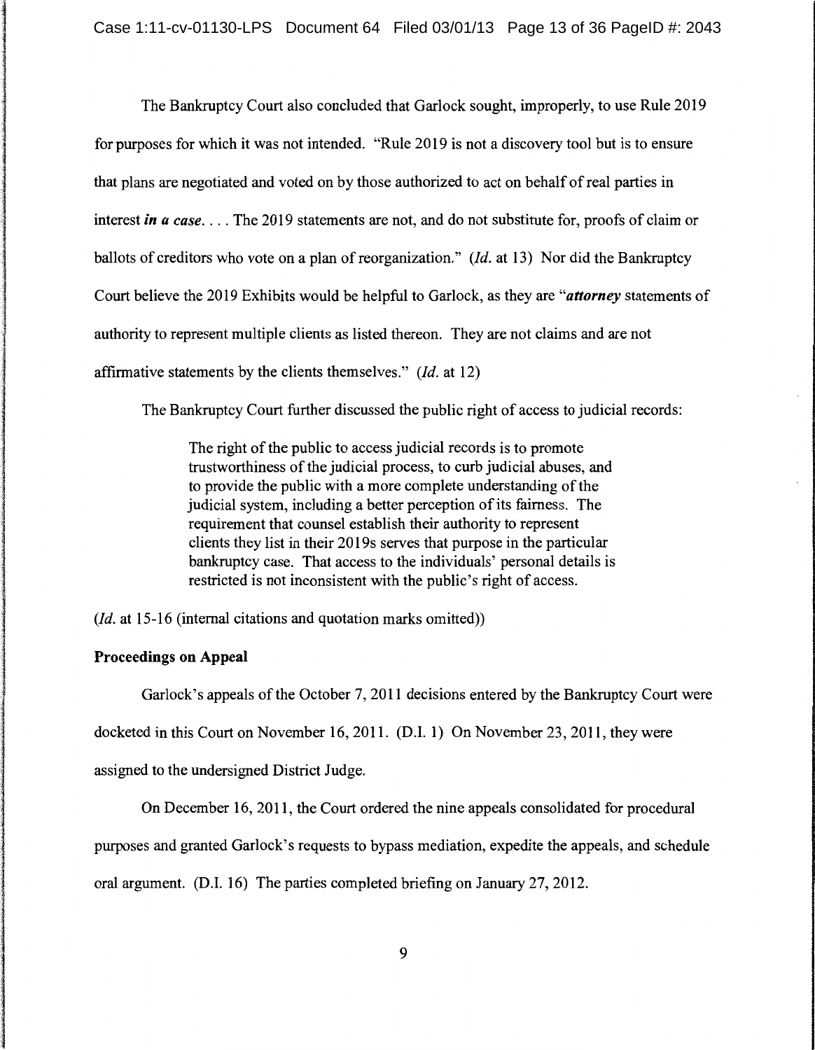The Bankruptcy Court also concluded that Garlock sought, improperly, to use Rule 2019 for purposes for which it was not intended. "Rule 2019 is not a discovery tool but is to ensure that plans are negotiated and voted on by those authorized to act on behalf of real parties in interest ***in a case***. . . . The 2019 statements are not, and do not substitute for, proofs of claim or ballots of creditors who vote on a plan of reorganization." (*Id.* at 13) Nor did the Bankruptcy Court believe the 2019 Exhibits would be helpful to Garlock, as they are "***attorney*** statements of authority to represent multiple clients as listed thereon. They are not claims and are not affirmative statements by the clients themselves." (*Id.* at 12)

The Bankruptcy Court further discussed the public right of access to judicial records:

> The right of the public to access judicial records is to promote trustworthiness of the judicial process, to curb judicial abuses, and to provide the public with a more complete understanding of the judicial system, including a better perception of its fairness. The requirement that counsel establish their authority to represent clients they list in their 2019s serves that purpose in the particular bankruptcy case. That access to the individuals' personal details is restricted is not inconsistent with the public's right of access.

(*Id.* at 15-16 (internal citations and quotation marks omitted))

**Proceedings on Appeal**

Garlock's appeals of the October 7, 2011 decisions entered by the Bankruptcy Court were docketed in this Court on November 16, 2011. (D.I. 1) On November 23, 2011, they were assigned to the undersigned District Judge.

On December 16, 2011, the Court ordered the nine appeals consolidated for procedural purposes and granted Garlock's requests to bypass mediation, expedite the appeals, and schedule oral argument. (D.I. 16) The parties completed briefing on January 27, 2012.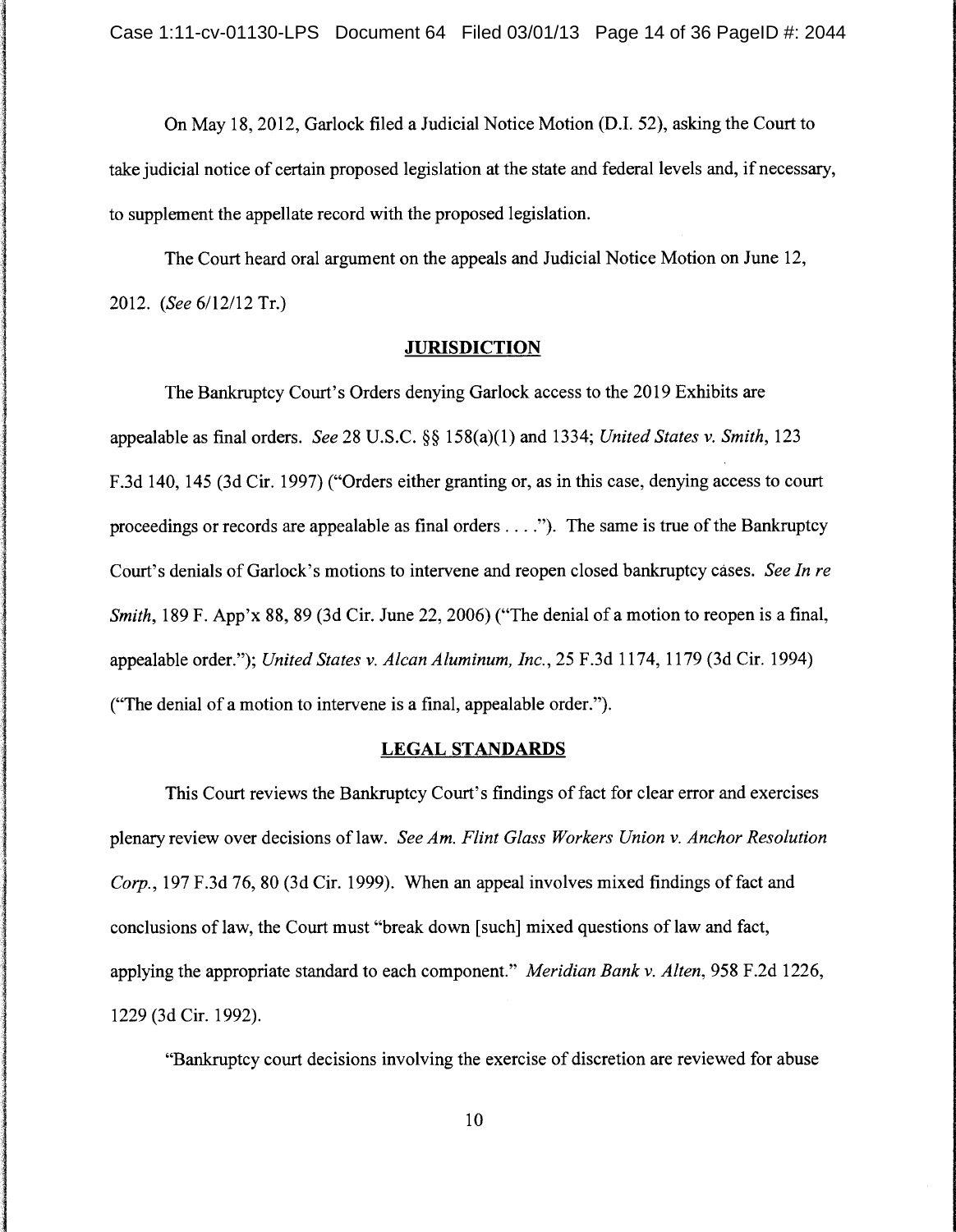On May 18, 2012, Garlock filed a Judicial Notice Motion (D.I. 52), asking the Court to take judicial notice of certain proposed legislation at the state and federal levels and, if necessary, to supplement the appellate record with the proposed legislation.

The Court heard oral argument on the appeals and Judicial Notice Motion on June 12, 2012. (*See* 6/12/12 Tr.)

## JURISDICTION

The Bankruptcy Court's Orders denying Garlock access to the 2019 Exhibits are appealable as final orders. *See* 28 U.S.C. §§ 158(a)(1) and 1334; *United States v. Smith*, 123 F.3d 140, 145 (3d Cir. 1997) ("Orders either granting or, as in this case, denying access to court proceedings or records are appealable as final orders . . . ."). The same is true of the Bankruptcy Court's denials of Garlock's motions to intervene and reopen closed bankruptcy cases. *See In re Smith*, 189 F. App'x 88, 89 (3d Cir. June 22, 2006) ("The denial of a motion to reopen is a final, appealable order."); *United States v. Alcan Aluminum, Inc.*, 25 F.3d 1174, 1179 (3d Cir. 1994) ("The denial of a motion to intervene is a final, appealable order.").

## LEGAL STANDARDS

This Court reviews the Bankruptcy Court's findings of fact for clear error and exercises plenary review over decisions of law. *See Am. Flint Glass Workers Union v. Anchor Resolution Corp.*, 197 F.3d 76, 80 (3d Cir. 1999). When an appeal involves mixed findings of fact and conclusions of law, the Court must "break down [such] mixed questions of law and fact, applying the appropriate standard to each component." *Meridian Bank v. Alten*, 958 F.2d 1226, 1229 (3d Cir. 1992).

"Bankruptcy court decisions involving the exercise of discretion are reviewed for abuse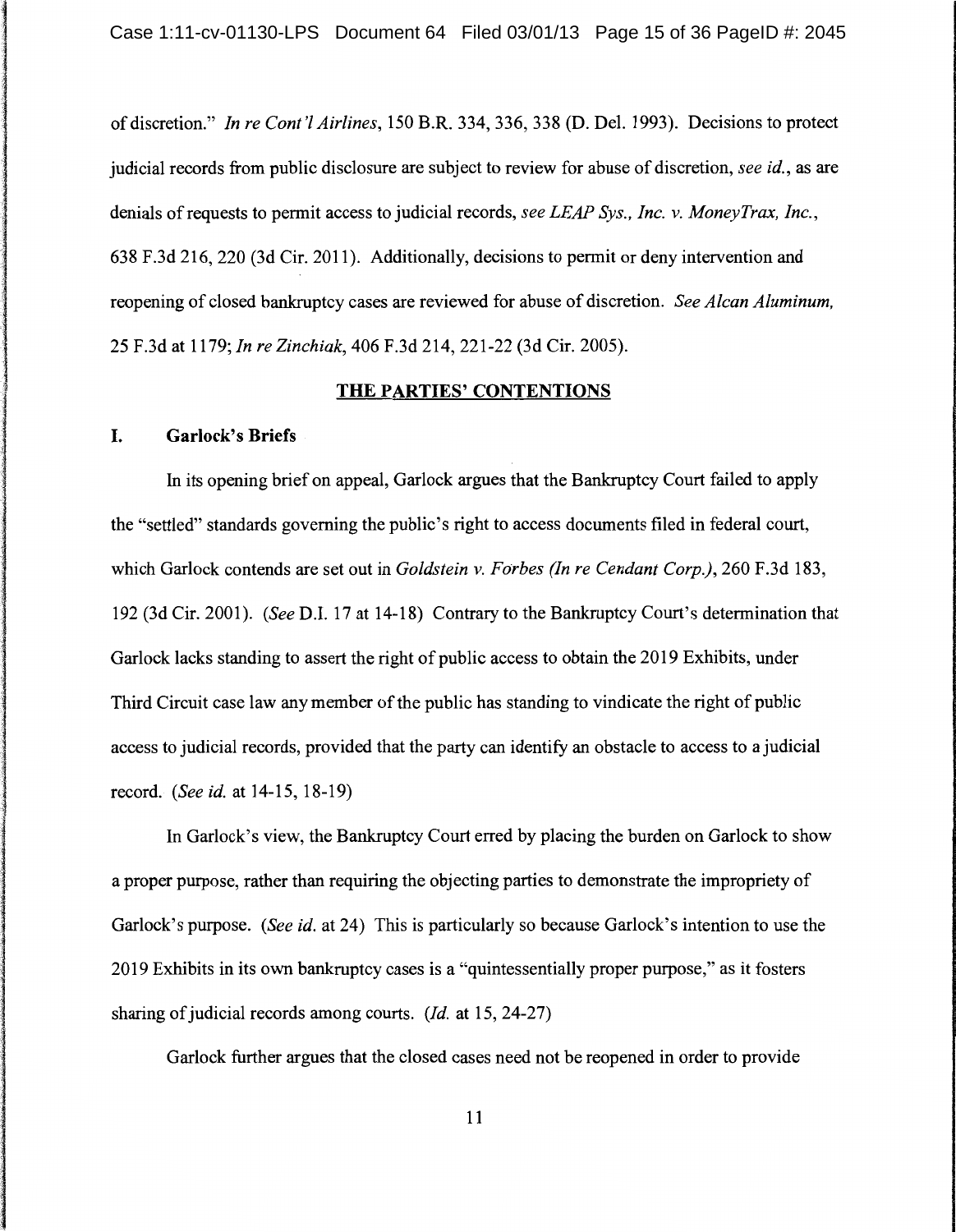of discretion." *In re Cont'l Airlines*, 150 B.R. 334, 336, 338 (D. Del. 1993). Decisions to protect judicial records from public disclosure are subject to review for abuse of discretion, *see id.*, as are denials of requests to permit access to judicial records, *see LEAP Sys., Inc. v. MoneyTrax, Inc.*, 638 F.3d 216, 220 (3d Cir. 2011). Additionally, decisions to permit or deny intervention and reopening of closed bankruptcy cases are reviewed for abuse of discretion. *See Alcan Aluminum*, 25 F.3d at 1179; *In re Zinchiak*, 406 F.3d 214, 221-22 (3d Cir. 2005).

## THE PARTIES' CONTENTIONS

### I. Garlock's Briefs

In its opening brief on appeal, Garlock argues that the Bankruptcy Court failed to apply the "settled" standards governing the public's right to access documents filed in federal court, which Garlock contends are set out in *Goldstein v. Forbes (In re Cendant Corp.)*, 260 F.3d 183, 192 (3d Cir. 2001). (*See* D.I. 17 at 14-18) Contrary to the Bankruptcy Court's determination that Garlock lacks standing to assert the right of public access to obtain the 2019 Exhibits, under Third Circuit case law any member of the public has standing to vindicate the right of public access to judicial records, provided that the party can identify an obstacle to access to a judicial record. (*See id.* at 14-15, 18-19)

In Garlock's view, the Bankruptcy Court erred by placing the burden on Garlock to show a proper purpose, rather than requiring the objecting parties to demonstrate the impropriety of Garlock's purpose. (*See id.* at 24) This is particularly so because Garlock's intention to use the 2019 Exhibits in its own bankruptcy cases is a "quintessentially proper purpose," as it fosters sharing of judicial records among courts. (*Id.* at 15, 24-27)

Garlock further argues that the closed cases need not be reopened in order to provide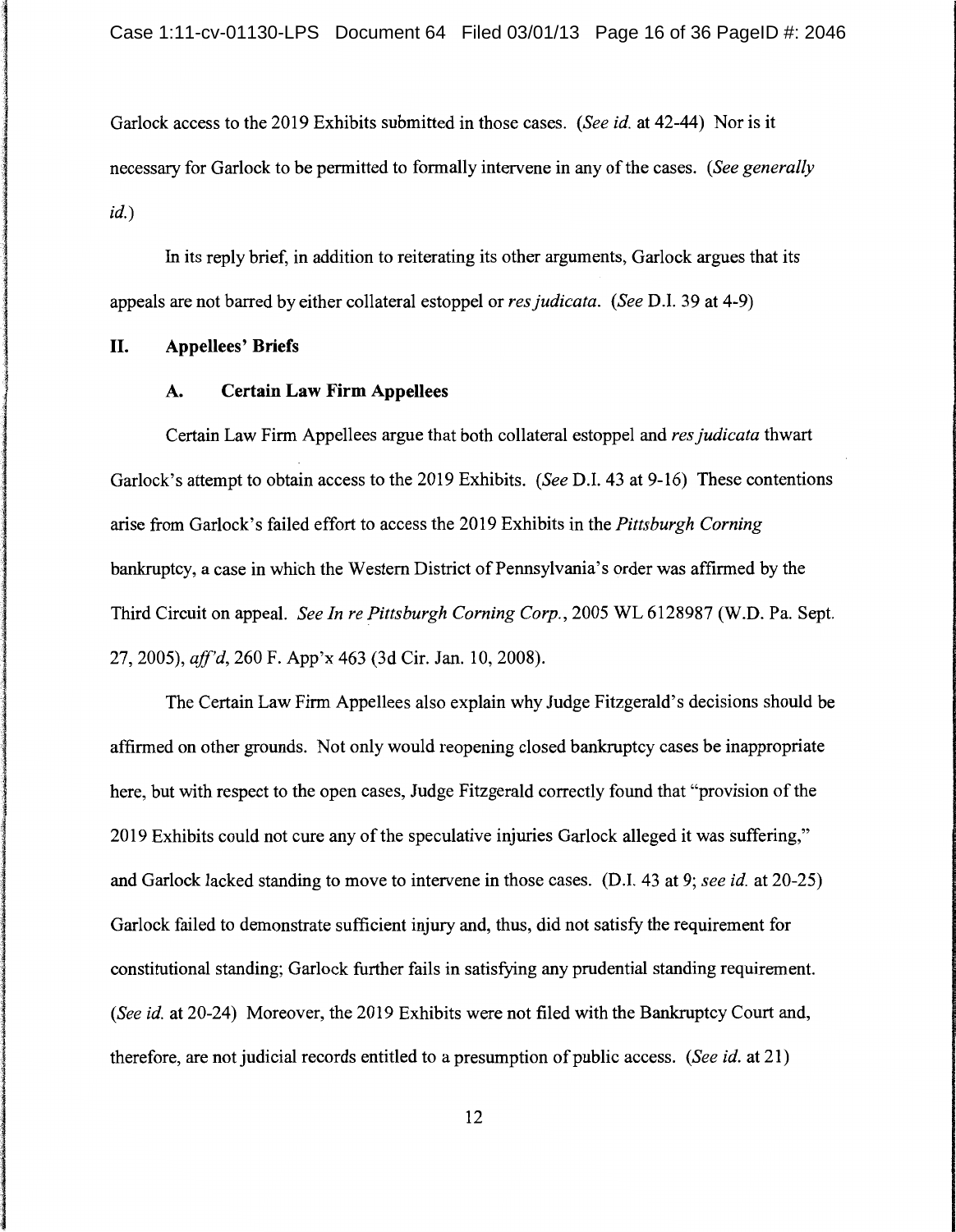Garlock access to the 2019 Exhibits submitted in those cases. (*See id.* at 42-44) Nor is it necessary for Garlock to be permitted to formally intervene in any of the cases. (*See generally id.*)

In its reply brief, in addition to reiterating its other arguments, Garlock argues that its appeals are not barred by either collateral estoppel or *res judicata*. (*See* D.I. 39 at 4-9)

## II. Appellees' Briefs

### A. Certain Law Firm Appellees

Certain Law Firm Appellees argue that both collateral estoppel and *res judicata* thwart Garlock's attempt to obtain access to the 2019 Exhibits. (*See* D.I. 43 at 9-16) These contentions arise from Garlock's failed effort to access the 2019 Exhibits in the *Pittsburgh Corning* bankruptcy, a case in which the Western District of Pennsylvania's order was affirmed by the Third Circuit on appeal. *See In re Pittsburgh Corning Corp.*, 2005 WL 6128987 (W.D. Pa. Sept. 27, 2005), *aff'd*, 260 F. App'x 463 (3d Cir. Jan. 10, 2008).

The Certain Law Firm Appellees also explain why Judge Fitzgerald's decisions should be affirmed on other grounds. Not only would reopening closed bankruptcy cases be inappropriate here, but with respect to the open cases, Judge Fitzgerald correctly found that "provision of the 2019 Exhibits could not cure any of the speculative injuries Garlock alleged it was suffering," and Garlock lacked standing to move to intervene in those cases. (D.I. 43 at 9; *see id.* at 20-25) Garlock failed to demonstrate sufficient injury and, thus, did not satisfy the requirement for constitutional standing; Garlock further fails in satisfying any prudential standing requirement. (*See id.* at 20-24) Moreover, the 2019 Exhibits were not filed with the Bankruptcy Court and, therefore, are not judicial records entitled to a presumption of public access. (*See id.* at 21)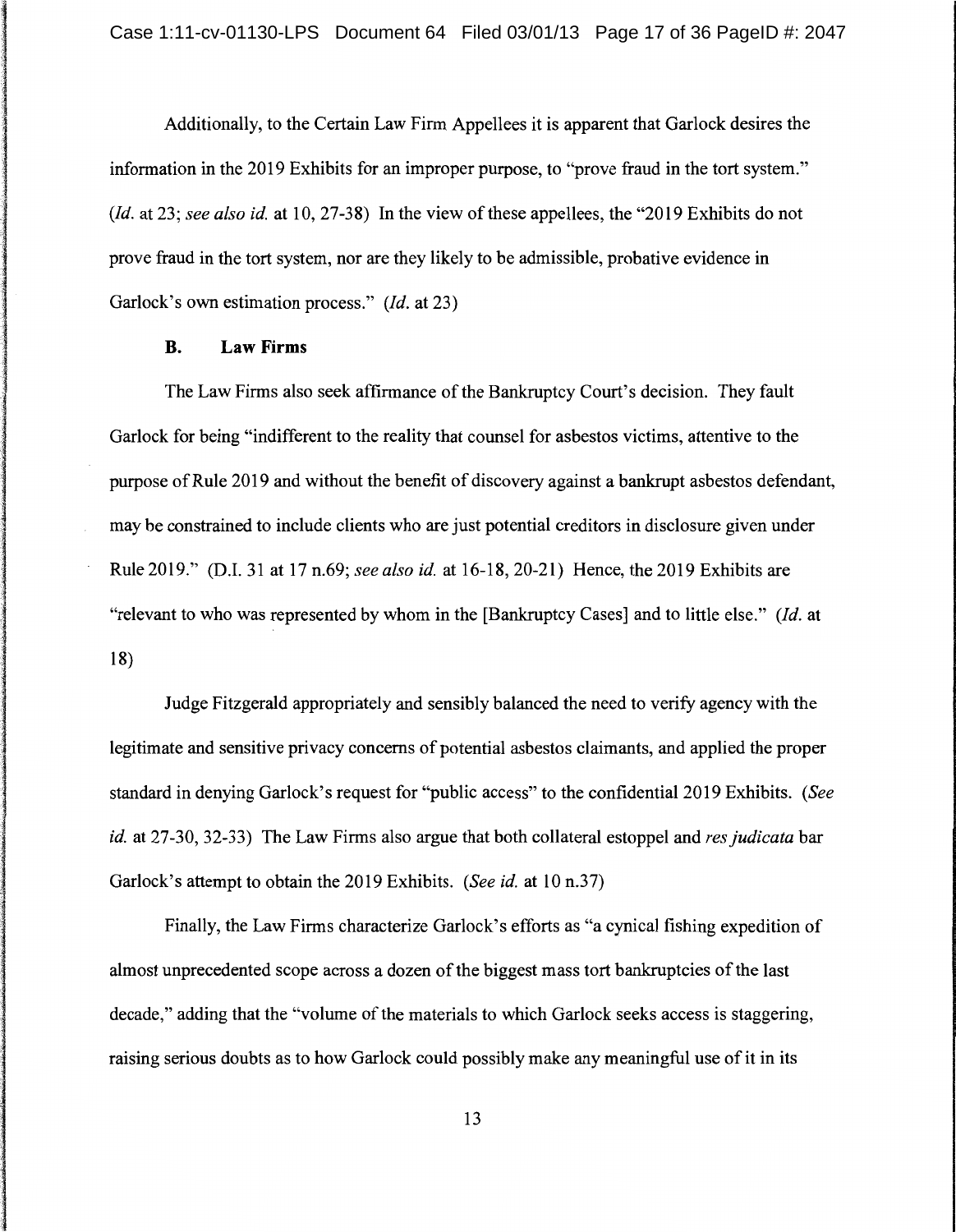Additionally, to the Certain Law Firm Appellees it is apparent that Garlock desires the information in the 2019 Exhibits for an improper purpose, to "prove fraud in the tort system." (*Id.* at 23; *see also id.* at 10, 27-38) In the view of these appellees, the "2019 Exhibits do not prove fraud in the tort system, nor are they likely to be admissible, probative evidence in Garlock's own estimation process." (*Id.* at 23)

### B. Law Firms

The Law Firms also seek affirmance of the Bankruptcy Court's decision. They fault Garlock for being "indifferent to the reality that counsel for asbestos victims, attentive to the purpose of Rule 2019 and without the benefit of discovery against a bankrupt asbestos defendant, may be constrained to include clients who are just potential creditors in disclosure given under Rule 2019." (D.I. 31 at 17 n.69; *see also id.* at 16-18, 20-21) Hence, the 2019 Exhibits are "relevant to who was represented by whom in the [Bankruptcy Cases] and to little else." (*Id.* at 18)

Judge Fitzgerald appropriately and sensibly balanced the need to verify agency with the legitimate and sensitive privacy concerns of potential asbestos claimants, and applied the proper standard in denying Garlock's request for "public access" to the confidential 2019 Exhibits. (*See id.* at 27-30, 32-33) The Law Firms also argue that both collateral estoppel and *res judicata* bar Garlock's attempt to obtain the 2019 Exhibits. (*See id.* at 10 n.37)

Finally, the Law Firms characterize Garlock's efforts as "a cynical fishing expedition of almost unprecedented scope across a dozen of the biggest mass tort bankruptcies of the last decade," adding that the "volume of the materials to which Garlock seeks access is staggering, raising serious doubts as to how Garlock could possibly make any meaningful use of it in its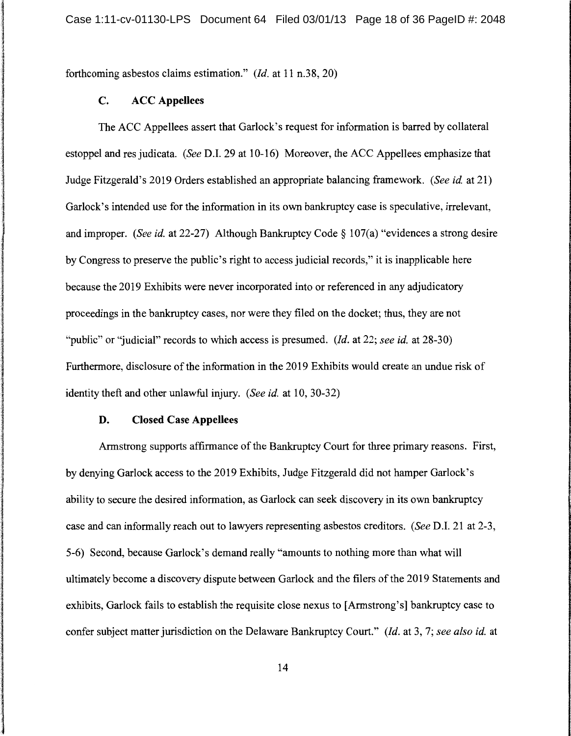forthcoming asbestos claims estimation." (*Id.* at 11 n.38, 20)

### C. ACC Appellees

The ACC Appellees assert that Garlock's request for information is barred by collateral estoppel and res judicata. (*See* D.I. 29 at 10-16) Moreover, the ACC Appellees emphasize that Judge Fitzgerald's 2019 Orders established an appropriate balancing framework. (*See id.* at 21) Garlock's intended use for the information in its own bankruptcy case is speculative, irrelevant, and improper. (*See id.* at 22-27) Although Bankruptcy Code § 107(a) "evidences a strong desire by Congress to preserve the public's right to access judicial records," it is inapplicable here because the 2019 Exhibits were never incorporated into or referenced in any adjudicatory proceedings in the bankruptcy cases, nor were they filed on the docket; thus, they are not "public" or "judicial" records to which access is presumed. (*Id.* at 22; *see id.* at 28-30) Furthermore, disclosure of the information in the 2019 Exhibits would create an undue risk of identity theft and other unlawful injury. (*See id.* at 10, 30-32)

### D. Closed Case Appellees

Armstrong supports affirmance of the Bankruptcy Court for three primary reasons. First, by denying Garlock access to the 2019 Exhibits, Judge Fitzgerald did not hamper Garlock's ability to secure the desired information, as Garlock can seek discovery in its own bankruptcy case and can informally reach out to lawyers representing asbestos creditors. (*See* D.I. 21 at 2-3, 5-6) Second, because Garlock's demand really "amounts to nothing more than what will ultimately become a discovery dispute between Garlock and the filers of the 2019 Statements and exhibits, Garlock fails to establish the requisite close nexus to [Armstrong's] bankruptcy case to confer subject matter jurisdiction on the Delaware Bankruptcy Court." (*Id.* at 3, 7; *see also id.* at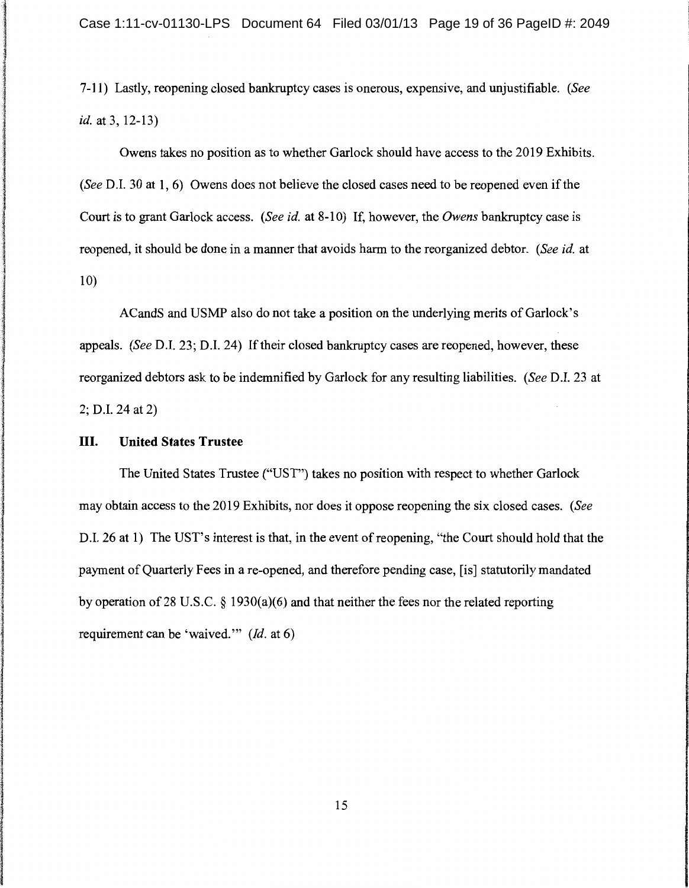7-11) Lastly, reopening closed bankruptcy cases is onerous, expensive, and unjustifiable. (*See id.* at 3, 12-13)

Owens takes no position as to whether Garlock should have access to the 2019 Exhibits. (*See* D.I. 30 at 1, 6) Owens does not believe the closed cases need to be reopened even if the Court is to grant Garlock access. (*See id.* at 8-10) If, however, the *Owens* bankruptcy case is reopened, it should be done in a manner that avoids harm to the reorganized debtor. (*See id.* at 10)

ACandS and USMP also do not take a position on the underlying merits of Garlock's appeals. (*See* D.I. 23; D.I. 24) If their closed bankruptcy cases are reopened, however, these reorganized debtors ask to be indemnified by Garlock for any resulting liabilities. (*See* D.I. 23 at 2; D.I. 24 at 2)

## III. United States Trustee

The United States Trustee ("UST") takes no position with respect to whether Garlock may obtain access to the 2019 Exhibits, nor does it oppose reopening the six closed cases. (*See* D.I. 26 at 1) The UST's interest is that, in the event of reopening, "the Court should hold that the payment of Quarterly Fees in a re-opened, and therefore pending case, [is] statutorily mandated by operation of 28 U.S.C. § 1930(a)(6) and that neither the fees nor the related reporting requirement can be 'waived.'" (*Id.* at 6)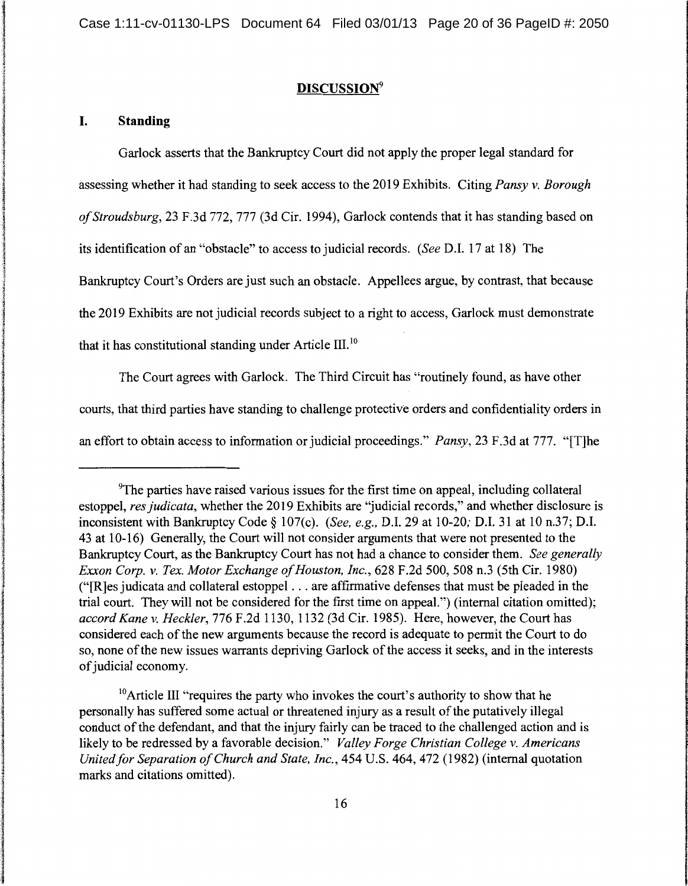## **DISCUSSION**[9]

### I. Standing

Garlock asserts that the Bankruptcy Court did not apply the proper legal standard for assessing whether it had standing to seek access to the 2019 Exhibits. Citing *Pansy v. Borough of Stroudsburg*, 23 F.3d 772, 777 (3d Cir. 1994), Garlock contends that it has standing based on its identification of an "obstacle" to access to judicial records. (*See* D.I. 17 at 18) The Bankruptcy Court's Orders are just such an obstacle. Appellees argue, by contrast, that because the 2019 Exhibits are not judicial records subject to a right to access, Garlock must demonstrate that it has constitutional standing under Article III.[10]

The Court agrees with Garlock. The Third Circuit has "routinely found, as have other courts, that third parties have standing to challenge protective orders and confidentiality orders in an effort to obtain access to information or judicial proceedings." *Pansy*, 23 F.3d at 777. "[T]he

---

[9]The parties have raised various issues for the first time on appeal, including collateral estoppel, *res judicata*, whether the 2019 Exhibits are "judicial records," and whether disclosure is inconsistent with Bankruptcy Code § 107(c). (*See, e.g.*, D.I. 29 at 10-20; D.I. 31 at 10 n.37; D.I. 43 at 10-16) Generally, the Court will not consider arguments that were not presented to the Bankruptcy Court, as the Bankruptcy Court has not had a chance to consider them. *See generally Exxon Corp. v. Tex. Motor Exchange of Houston, Inc.*, 628 F.2d 500, 508 n.3 (5th Cir. 1980) ("[R]es judicata and collateral estoppel . . . are affirmative defenses that must be pleaded in the trial court. They will not be considered for the first time on appeal.") (internal citation omitted); *accord Kane v. Heckler*, 776 F.2d 1130, 1132 (3d Cir. 1985). Here, however, the Court has considered each of the new arguments because the record is adequate to permit the Court to do so, none of the new issues warrants depriving Garlock of the access it seeks, and in the interests of judicial economy.

[10]Article III "requires the party who invokes the court's authority to show that he personally has suffered some actual or threatened injury as a result of the putatively illegal conduct of the defendant, and that the injury fairly can be traced to the challenged action and is likely to be redressed by a favorable decision." *Valley Forge Christian College v. Americans United for Separation of Church and State, Inc.*, 454 U.S. 464, 472 (1982) (internal quotation marks and citations omitted).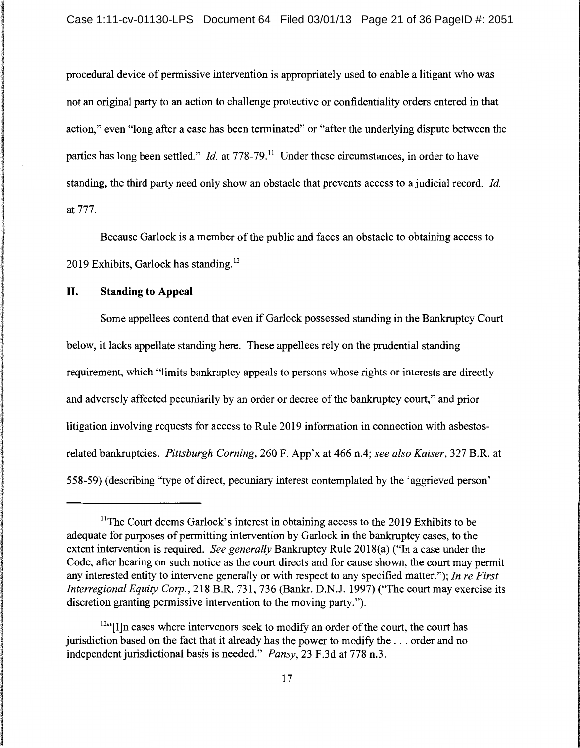procedural device of permissive intervention is appropriately used to enable a litigant who was not an original party to an action to challenge protective or confidentiality orders entered in that action," even "long after a case has been terminated" or "after the underlying dispute between the parties has long been settled." *Id.* at 778-79.[11] Under these circumstances, in order to have standing, the third party need only show an obstacle that prevents access to a judicial record. *Id.* at 777.

Because Garlock is a member of the public and faces an obstacle to obtaining access to 2019 Exhibits, Garlock has standing.[12]

## II. Standing to Appeal

Some appellees contend that even if Garlock possessed standing in the Bankruptcy Court below, it lacks appellate standing here. These appellees rely on the prudential standing requirement, which "limits bankruptcy appeals to persons whose rights or interests are directly and adversely affected pecuniarily by an order or decree of the bankruptcy court," and prior litigation involving requests for access to Rule 2019 information in connection with asbestos-related bankruptcies. *Pittsburgh Corning*, 260 F. App'x at 466 n.4; *see also Kaiser*, 327 B.R. at 558-59) (describing "type of direct, pecuniary interest contemplated by the 'aggrieved person'

---

[11]The Court deems Garlock's interest in obtaining access to the 2019 Exhibits to be adequate for purposes of permitting intervention by Garlock in the bankruptcy cases, to the extent intervention is required. *See generally* Bankruptcy Rule 2018(a) ("In a case under the Code, after hearing on such notice as the court directs and for cause shown, the court may permit any interested entity to intervene generally or with respect to any specified matter."); *In re First Interregional Equity Corp.*, 218 B.R. 731, 736 (Bankr. D.N.J. 1997) ("The court may exercise its discretion granting permissive intervention to the moving party.").

[12]"[I]n cases where intervenors seek to modify an order of the court, the court has jurisdiction based on the fact that it already has the power to modify the . . . order and no independent jurisdictional basis is needed." *Pansy*, 23 F.3d at 778 n.3.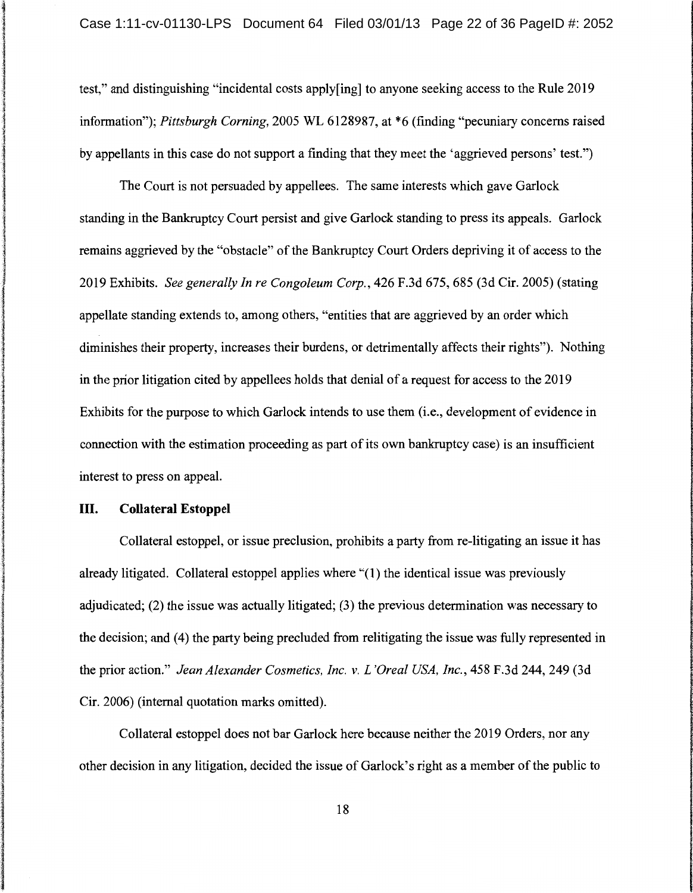test," and distinguishing "incidental costs apply[ing] to anyone seeking access to the Rule 2019 information"); *Pittsburgh Corning*, 2005 WL 6128987, at *6 (finding "pecuniary concerns raised by appellants in this case do not support a finding that they meet the 'aggrieved persons' test.")

The Court is not persuaded by appellees. The same interests which gave Garlock standing in the Bankruptcy Court persist and give Garlock standing to press its appeals. Garlock remains aggrieved by the "obstacle" of the Bankruptcy Court Orders depriving it of access to the 2019 Exhibits. *See generally In re Congoleum Corp.*, 426 F.3d 675, 685 (3d Cir. 2005) (stating appellate standing extends to, among others, "entities that are aggrieved by an order which diminishes their property, increases their burdens, or detrimentally affects their rights"). Nothing in the prior litigation cited by appellees holds that denial of a request for access to the 2019 Exhibits for the purpose to which Garlock intends to use them (i.e., development of evidence in connection with the estimation proceeding as part of its own bankruptcy case) is an insufficient interest to press on appeal.

## III. Collateral Estoppel

Collateral estoppel, or issue preclusion, prohibits a party from re-litigating an issue it has already litigated. Collateral estoppel applies where "(1) the identical issue was previously adjudicated; (2) the issue was actually litigated; (3) the previous determination was necessary to the decision; and (4) the party being precluded from relitigating the issue was fully represented in the prior action." *Jean Alexander Cosmetics, Inc. v. L'Oreal USA, Inc.*, 458 F.3d 244, 249 (3d Cir. 2006) (internal quotation marks omitted).

Collateral estoppel does not bar Garlock here because neither the 2019 Orders, nor any other decision in any litigation, decided the issue of Garlock's right as a member of the public to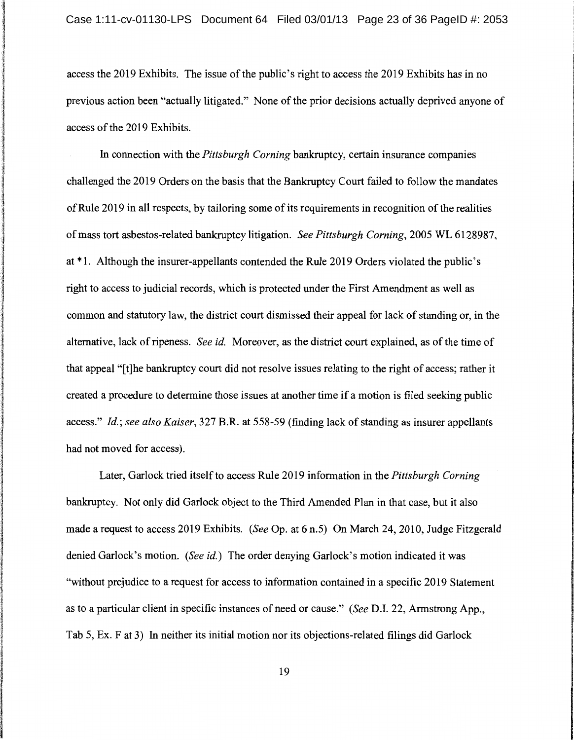access the 2019 Exhibits. The issue of the public's right to access the 2019 Exhibits has in no previous action been "actually litigated." None of the prior decisions actually deprived anyone of access of the 2019 Exhibits.

In connection with the *Pittsburgh Corning* bankruptcy, certain insurance companies challenged the 2019 Orders on the basis that the Bankruptcy Court failed to follow the mandates of Rule 2019 in all respects, by tailoring some of its requirements in recognition of the realities of mass tort asbestos-related bankruptcy litigation. *See Pittsburgh Corning*, 2005 WL 6128987, at *1. Although the insurer-appellants contended the Rule 2019 Orders violated the public's right to access to judicial records, which is protected under the First Amendment as well as common and statutory law, the district court dismissed their appeal for lack of standing or, in the alternative, lack of ripeness. *See id.* Moreover, as the district court explained, as of the time of that appeal "[t]he bankruptcy court did not resolve issues relating to the right of access; rather it created a procedure to determine those issues at another time if a motion is filed seeking public access." *Id.*; *see also Kaiser*, 327 B.R. at 558-59 (finding lack of standing as insurer appellants had not moved for access).

Later, Garlock tried itself to access Rule 2019 information in the *Pittsburgh Corning* bankruptcy. Not only did Garlock object to the Third Amended Plan in that case, but it also made a request to access 2019 Exhibits. (*See* Op. at 6 n.5) On March 24, 2010, Judge Fitzgerald denied Garlock's motion. (*See id.*) The order denying Garlock's motion indicated it was "without prejudice to a request for access to information contained in a specific 2019 Statement as to a particular client in specific instances of need or cause." (*See* D.I. 22, Armstrong App., Tab 5, Ex. F at 3) In neither its initial motion nor its objections-related filings did Garlock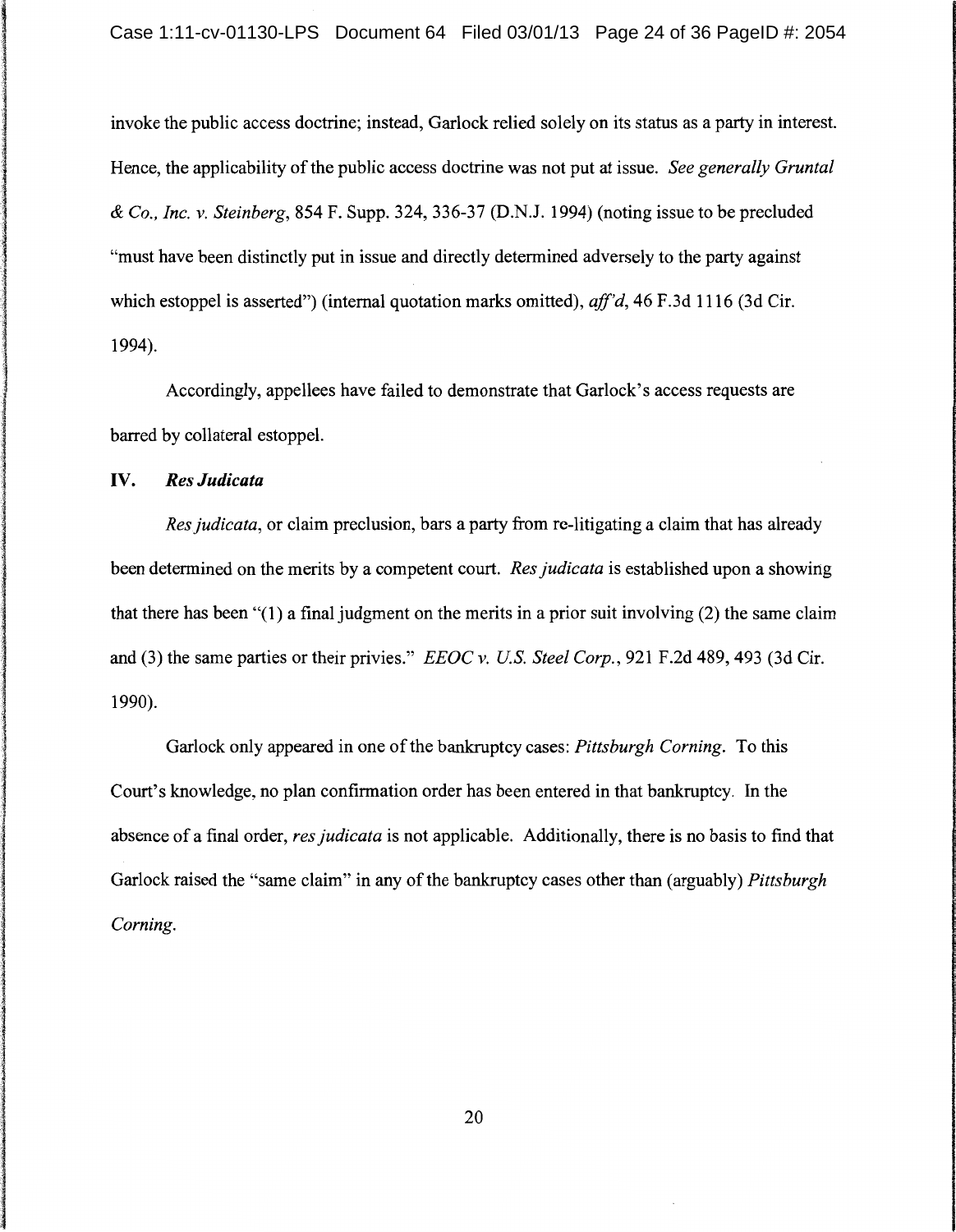invoke the public access doctrine; instead, Garlock relied solely on its status as a party in interest. Hence, the applicability of the public access doctrine was not put at issue. *See generally Gruntal & Co., Inc. v. Steinberg*, 854 F. Supp. 324, 336-37 (D.N.J. 1994) (noting issue to be precluded "must have been distinctly put in issue and directly determined adversely to the party against which estoppel is asserted") (internal quotation marks omitted), *aff'd*, 46 F.3d 1116 (3d Cir. 1994).

Accordingly, appellees have failed to demonstrate that Garlock's access requests are barred by collateral estoppel.

## IV. *Res Judicata*

*Res judicata*, or claim preclusion, bars a party from re-litigating a claim that has already been determined on the merits by a competent court. *Res judicata* is established upon a showing that there has been "(1) a final judgment on the merits in a prior suit involving (2) the same claim and (3) the same parties or their privies." *EEOC v. U.S. Steel Corp.*, 921 F.2d 489, 493 (3d Cir. 1990).

Garlock only appeared in one of the bankruptcy cases: *Pittsburgh Corning*. To this Court's knowledge, no plan confirmation order has been entered in that bankruptcy. In the absence of a final order, *res judicata* is not applicable. Additionally, there is no basis to find that Garlock raised the "same claim" in any of the bankruptcy cases other than (arguably) *Pittsburgh Corning*.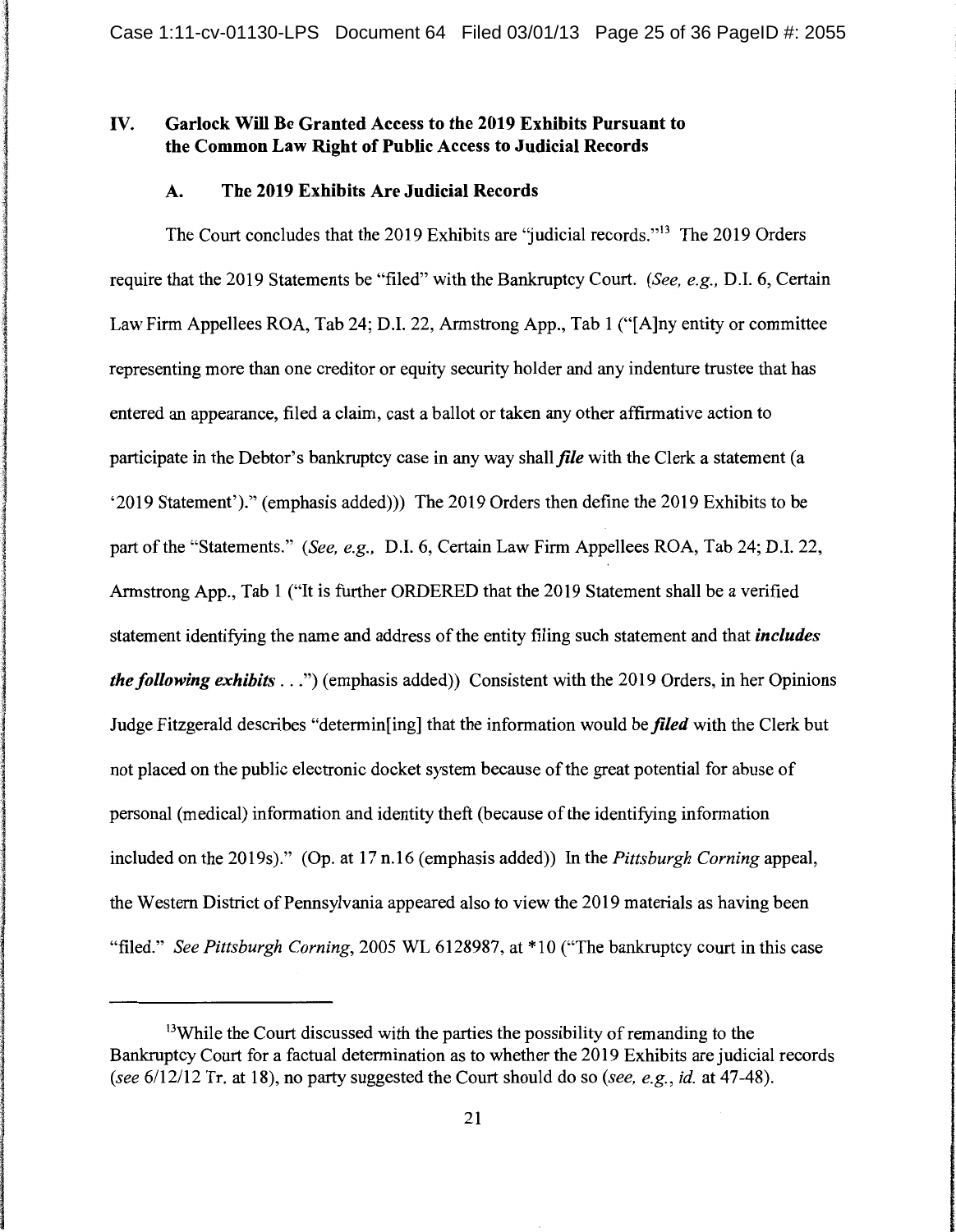## IV. Garlock Will Be Granted Access to the 2019 Exhibits Pursuant to the Common Law Right of Public Access to Judicial Records

### A. The 2019 Exhibits Are Judicial Records

The Court concludes that the 2019 Exhibits are "judicial records."[13] The 2019 Orders require that the 2019 Statements be "filed" with the Bankruptcy Court. (*See, e.g.,* D.I. 6, Certain Law Firm Appellees ROA, Tab 24; D.I. 22, Armstrong App., Tab 1 ("[A]ny entity or committee representing more than one creditor or equity security holder and any indenture trustee that has entered an appearance, filed a claim, cast a ballot or taken any other affirmative action to participate in the Debtor's bankruptcy case in any way shall ***file*** with the Clerk a statement (a '2019 Statement')." (emphasis added))) The 2019 Orders then define the 2019 Exhibits to be part of the "Statements." (*See, e.g.,* D.I. 6, Certain Law Firm Appellees ROA, Tab 24; D.I. 22, Armstrong App., Tab 1 ("It is further ORDERED that the 2019 Statement shall be a verified statement identifying the name and address of the entity filing such statement and that ***includes the following exhibits*** . . .") (emphasis added)) Consistent with the 2019 Orders, in her Opinions Judge Fitzgerald describes "determin[ing] that the information would be ***filed*** with the Clerk but not placed on the public electronic docket system because of the great potential for abuse of personal (medical) information and identity theft (because of the identifying information included on the 2019s)." (Op. at 17 n.16 (emphasis added)) In the *Pittsburgh Corning* appeal, the Western District of Pennsylvania appeared also to view the 2019 materials as having been "filed." *See Pittsburgh Corning*, 2005 WL 6128987, at *10 ("The bankruptcy court in this case

---

[13]While the Court discussed with the parties the possibility of remanding to the Bankruptcy Court for a factual determination as to whether the 2019 Exhibits are judicial records (*see* 6/12/12 Tr. at 18), no party suggested the Court should do so (*see, e.g., id.* at 47-48).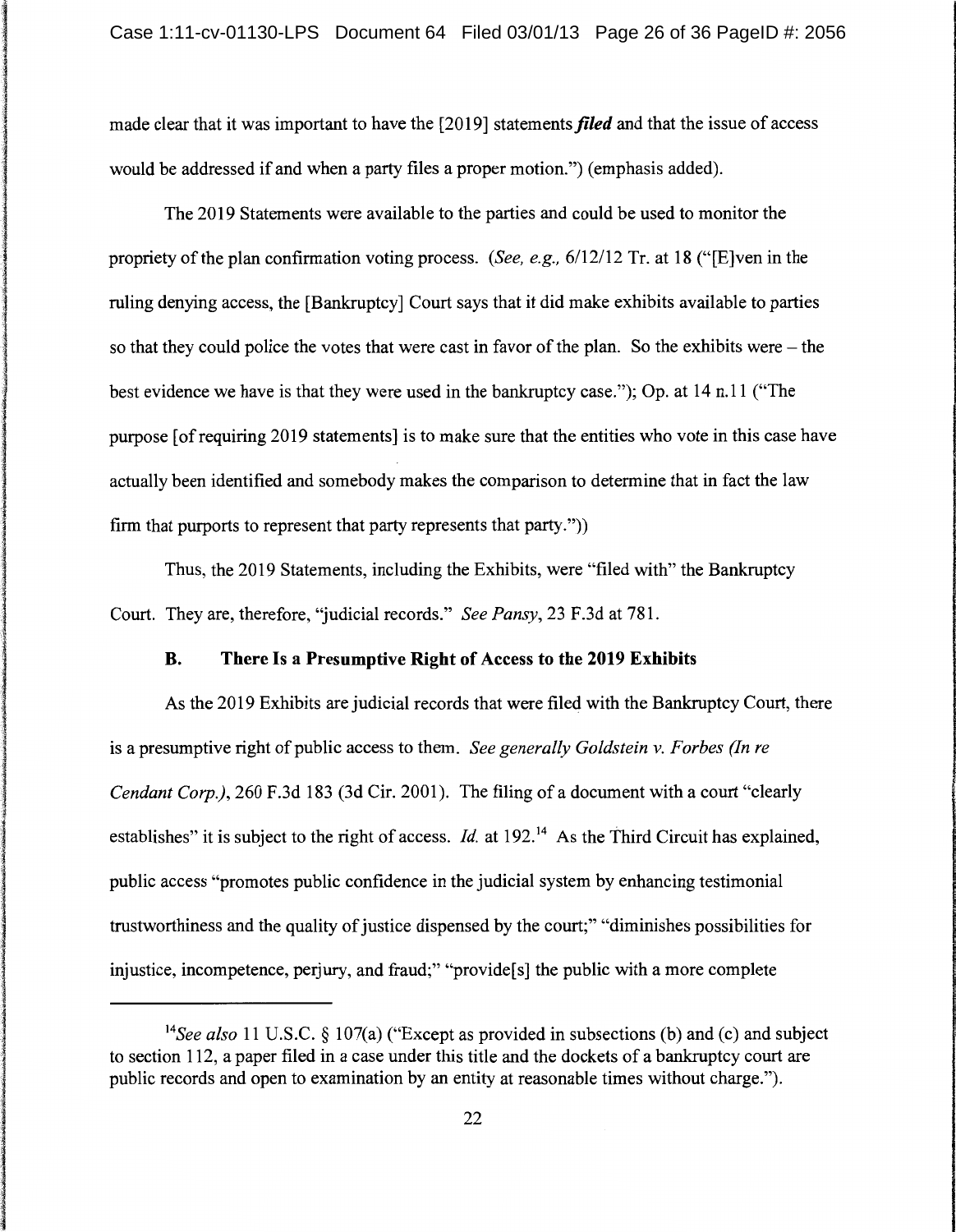made clear that it was important to have the [2019] statements ***filed*** and that the issue of access would be addressed if and when a party files a proper motion.") (emphasis added).

The 2019 Statements were available to the parties and could be used to monitor the propriety of the plan confirmation voting process. (*See, e.g.*, 6/12/12 Tr. at 18 ("[E]ven in the ruling denying access, the [Bankruptcy] Court says that it did make exhibits available to parties so that they could police the votes that were cast in favor of the plan. So the exhibits were – the best evidence we have is that they were used in the bankruptcy case."); Op. at 14 n.11 ("The purpose [of requiring 2019 statements] is to make sure that the entities who vote in this case have actually been identified and somebody makes the comparison to determine that in fact the law firm that purports to represent that party represents that party."))

Thus, the 2019 Statements, including the Exhibits, were "filed with" the Bankruptcy Court. They are, therefore, "judicial records." *See Pansy*, 23 F.3d at 781.

### B. There Is a Presumptive Right of Access to the 2019 Exhibits

As the 2019 Exhibits are judicial records that were filed with the Bankruptcy Court, there is a presumptive right of public access to them. *See generally Goldstein v. Forbes (In re Cendant Corp.)*, 260 F.3d 183 (3d Cir. 2001). The filing of a document with a court "clearly establishes" it is subject to the right of access. *Id.* at 192.[14] As the Third Circuit has explained, public access "promotes public confidence in the judicial system by enhancing testimonial trustworthiness and the quality of justice dispensed by the court;" "diminishes possibilities for injustice, incompetence, perjury, and fraud;" "provide[s] the public with a more complete

[14]*See also* 11 U.S.C. § 107(a) ("Except as provided in subsections (b) and (c) and subject to section 112, a paper filed in a case under this title and the dockets of a bankruptcy court are public records and open to examination by an entity at reasonable times without charge.").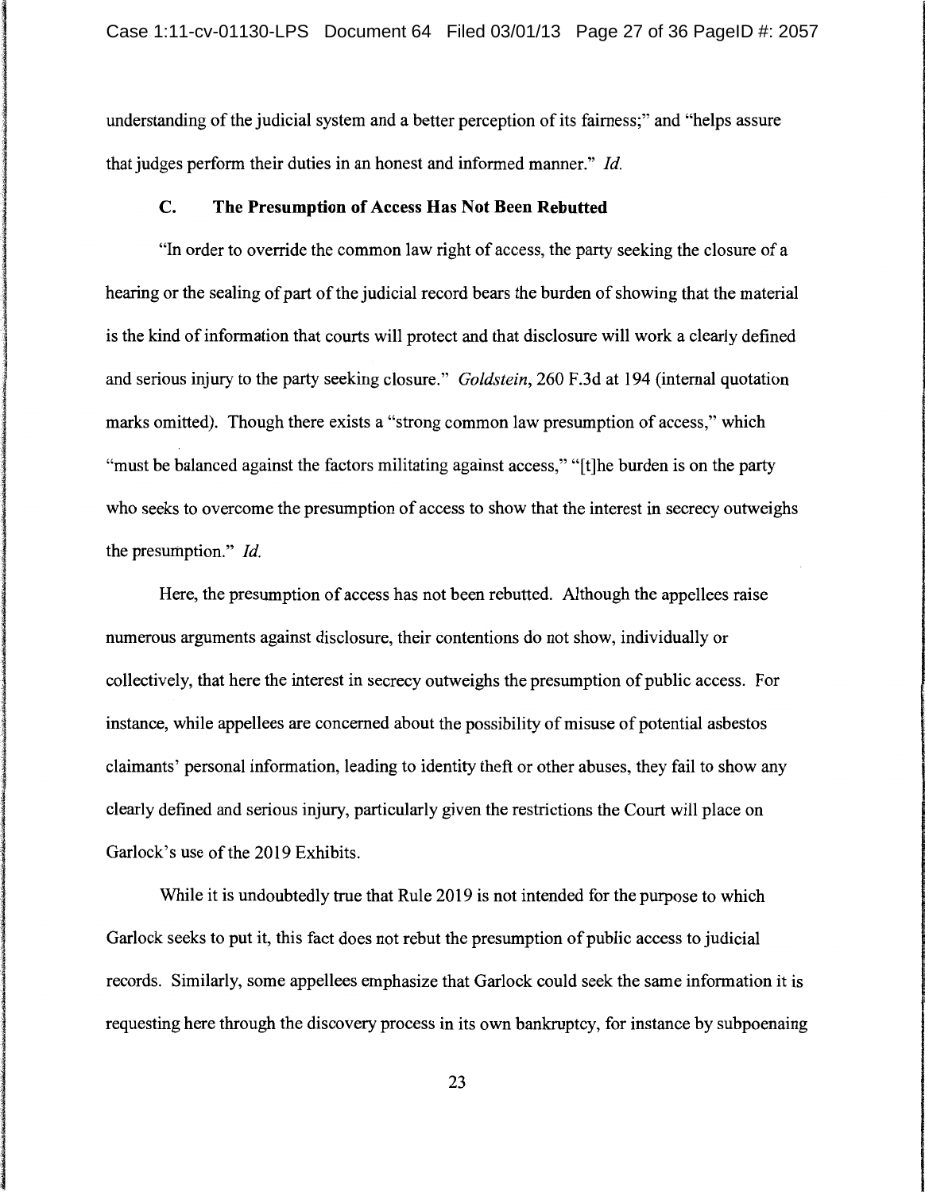understanding of the judicial system and a better perception of its fairness;" and "helps assure that judges perform their duties in an honest and informed manner." *Id.*

### C. The Presumption of Access Has Not Been Rebutted

"In order to override the common law right of access, the party seeking the closure of a hearing or the sealing of part of the judicial record bears the burden of showing that the material is the kind of information that courts will protect and that disclosure will work a clearly defined and serious injury to the party seeking closure." *Goldstein*, 260 F.3d at 194 (internal quotation marks omitted). Though there exists a "strong common law presumption of access," which "must be balanced against the factors militating against access," "[t]he burden is on the party who seeks to overcome the presumption of access to show that the interest in secrecy outweighs the presumption." *Id.*

Here, the presumption of access has not been rebutted. Although the appellees raise numerous arguments against disclosure, their contentions do not show, individually or collectively, that here the interest in secrecy outweighs the presumption of public access. For instance, while appellees are concerned about the possibility of misuse of potential asbestos claimants' personal information, leading to identity theft or other abuses, they fail to show any clearly defined and serious injury, particularly given the restrictions the Court will place on Garlock's use of the 2019 Exhibits.

While it is undoubtedly true that Rule 2019 is not intended for the purpose to which Garlock seeks to put it, this fact does not rebut the presumption of public access to judicial records. Similarly, some appellees emphasize that Garlock could seek the same information it is requesting here through the discovery process in its own bankruptcy, for instance by subpoenaing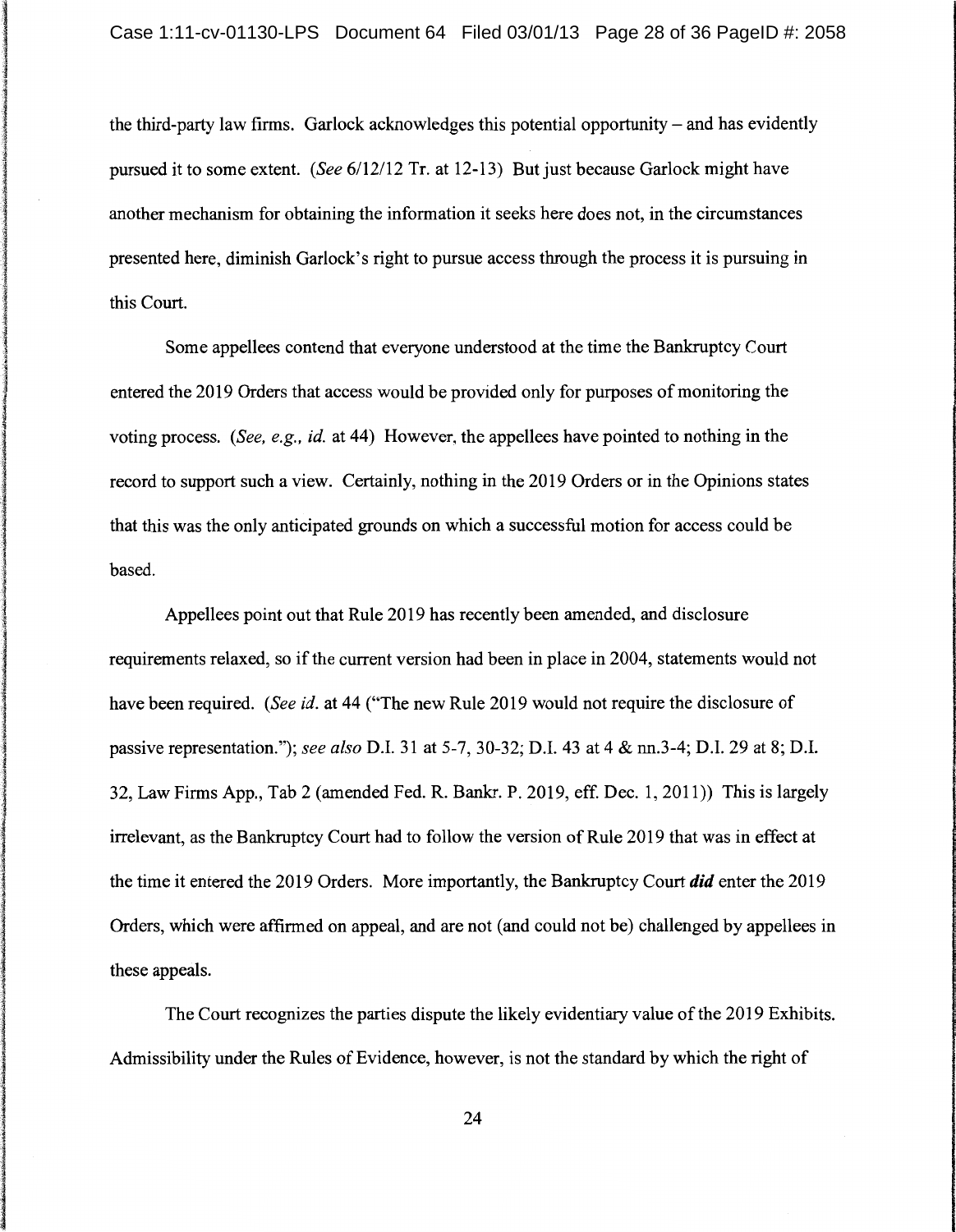the third-party law firms. Garlock acknowledges this potential opportunity – and has evidently pursued it to some extent. (*See* 6/12/12 Tr. at 12-13) But just because Garlock might have another mechanism for obtaining the information it seeks here does not, in the circumstances presented here, diminish Garlock's right to pursue access through the process it is pursuing in this Court.

Some appellees contend that everyone understood at the time the Bankruptcy Court entered the 2019 Orders that access would be provided only for purposes of monitoring the voting process. (*See, e.g., id.* at 44) However, the appellees have pointed to nothing in the record to support such a view. Certainly, nothing in the 2019 Orders or in the Opinions states that this was the only anticipated grounds on which a successful motion for access could be based.

Appellees point out that Rule 2019 has recently been amended, and disclosure requirements relaxed, so if the current version had been in place in 2004, statements would not have been required. (*See id.* at 44 ("The new Rule 2019 would not require the disclosure of passive representation."); *see also* D.I. 31 at 5-7, 30-32; D.I. 43 at 4 & nn.3-4; D.I. 29 at 8; D.I. 32, Law Firms App., Tab 2 (amended Fed. R. Bankr. P. 2019, eff. Dec. 1, 2011)) This is largely irrelevant, as the Bankruptcy Court had to follow the version of Rule 2019 that was in effect at the time it entered the 2019 Orders. More importantly, the Bankruptcy Court ***did*** enter the 2019 Orders, which were affirmed on appeal, and are not (and could not be) challenged by appellees in these appeals.

The Court recognizes the parties dispute the likely evidentiary value of the 2019 Exhibits. Admissibility under the Rules of Evidence, however, is not the standard by which the right of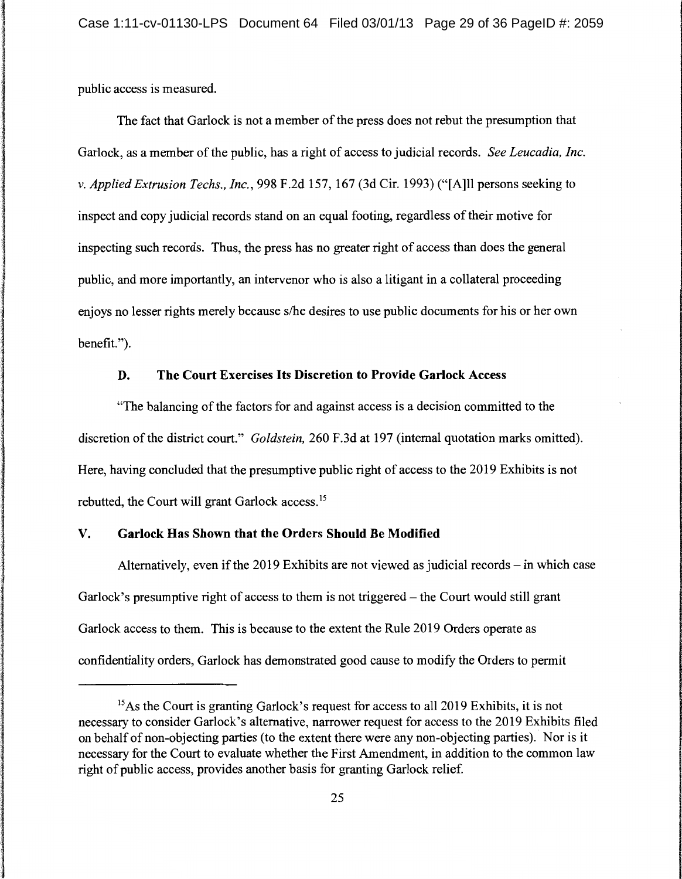public access is measured.

The fact that Garlock is not a member of the press does not rebut the presumption that Garlock, as a member of the public, has a right of access to judicial records. *See Leucadia, Inc. v. Applied Extrusion Techs., Inc.*, 998 F.2d 157, 167 (3d Cir. 1993) ("[A]ll persons seeking to inspect and copy judicial records stand on an equal footing, regardless of their motive for inspecting such records. Thus, the press has no greater right of access than does the general public, and more importantly, an intervenor who is also a litigant in a collateral proceeding enjoys no lesser rights merely because s/he desires to use public documents for his or her own benefit.").

### D. The Court Exercises Its Discretion to Provide Garlock Access

"The balancing of the factors for and against access is a decision committed to the discretion of the district court." *Goldstein,* 260 F.3d at 197 (internal quotation marks omitted). Here, having concluded that the presumptive public right of access to the 2019 Exhibits is not rebutted, the Court will grant Garlock access.[15]

## V. Garlock Has Shown that the Orders Should Be Modified

Alternatively, even if the 2019 Exhibits are not viewed as judicial records – in which case Garlock's presumptive right of access to them is not triggered – the Court would still grant Garlock access to them. This is because to the extent the Rule 2019 Orders operate as confidentiality orders, Garlock has demonstrated good cause to modify the Orders to permit

---

[15] As the Court is granting Garlock's request for access to all 2019 Exhibits, it is not necessary to consider Garlock's alternative, narrower request for access to the 2019 Exhibits filed on behalf of non-objecting parties (to the extent there were any non-objecting parties). Nor is it necessary for the Court to evaluate whether the First Amendment, in addition to the common law right of public access, provides another basis for granting Garlock relief.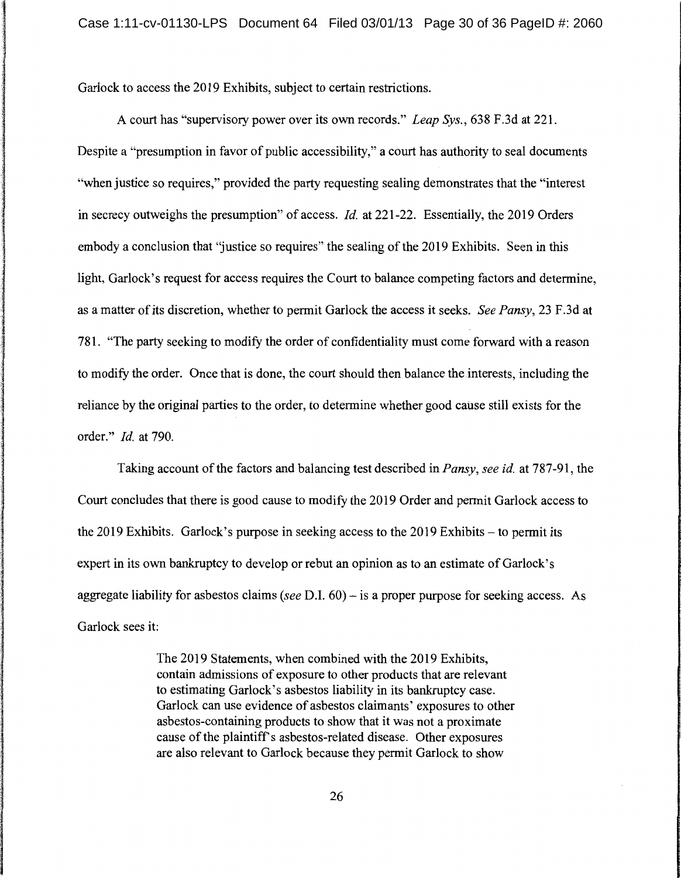Garlock to access the 2019 Exhibits, subject to certain restrictions.

A court has "supervisory power over its own records." *Leap Sys.*, 638 F.3d at 221. Despite a "presumption in favor of public accessibility," a court has authority to seal documents "when justice so requires," provided the party requesting sealing demonstrates that the "interest in secrecy outweighs the presumption" of access. *Id.* at 221-22. Essentially, the 2019 Orders embody a conclusion that "justice so requires" the sealing of the 2019 Exhibits. Seen in this light, Garlock's request for access requires the Court to balance competing factors and determine, as a matter of its discretion, whether to permit Garlock the access it seeks. *See Pansy*, 23 F.3d at 781. "The party seeking to modify the order of confidentiality must come forward with a reason to modify the order. Once that is done, the court should then balance the interests, including the reliance by the original parties to the order, to determine whether good cause still exists for the order." *Id.* at 790.

Taking account of the factors and balancing test described in *Pansy*, *see id.* at 787-91, the Court concludes that there is good cause to modify the 2019 Order and permit Garlock access to the 2019 Exhibits. Garlock's purpose in seeking access to the 2019 Exhibits – to permit its expert in its own bankruptcy to develop or rebut an opinion as to an estimate of Garlock's aggregate liability for asbestos claims (*see* D.I. 60) – is a proper purpose for seeking access. As Garlock sees it:

> The 2019 Statements, when combined with the 2019 Exhibits, contain admissions of exposure to other products that are relevant to estimating Garlock's asbestos liability in its bankruptcy case. Garlock can use evidence of asbestos claimants' exposures to other asbestos-containing products to show that it was not a proximate cause of the plaintiff's asbestos-related disease. Other exposures are also relevant to Garlock because they permit Garlock to show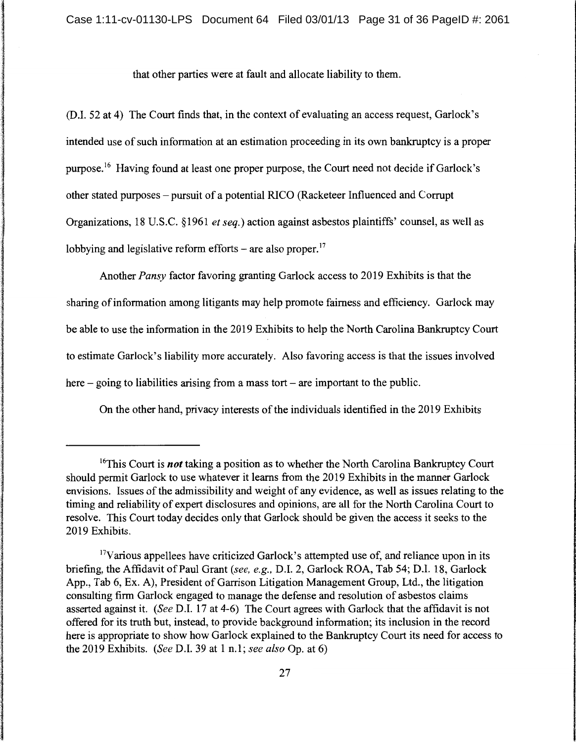that other parties were at fault and allocate liability to them.

(D.I. 52 at 4) The Court finds that, in the context of evaluating an access request, Garlock's intended use of such information at an estimation proceeding in its own bankruptcy is a proper purpose.[16] Having found at least one proper purpose, the Court need not decide if Garlock's other stated purposes – pursuit of a potential RICO (Racketeer Influenced and Corrupt Organizations, 18 U.S.C. §1961 *et seq.*) action against asbestos plaintiffs' counsel, as well as lobbying and legislative reform efforts – are also proper.[17]

Another *Pansy* factor favoring granting Garlock access to 2019 Exhibits is that the sharing of information among litigants may help promote fairness and efficiency. Garlock may be able to use the information in the 2019 Exhibits to help the North Carolina Bankruptcy Court to estimate Garlock's liability more accurately. Also favoring access is that the issues involved here – going to liabilities arising from a mass tort – are important to the public.

On the other hand, privacy interests of the individuals identified in the 2019 Exhibits

---

[16]This Court is ***not*** taking a position as to whether the North Carolina Bankruptcy Court should permit Garlock to use whatever it learns from the 2019 Exhibits in the manner Garlock envisions. Issues of the admissibility and weight of any evidence, as well as issues relating to the timing and reliability of expert disclosures and opinions, are all for the North Carolina Court to resolve. This Court today decides only that Garlock should be given the access it seeks to the 2019 Exhibits.

[17]Various appellees have criticized Garlock's attempted use of, and reliance upon in its briefing, the Affidavit of Paul Grant (*see, e.g.*, D.I. 2, Garlock ROA, Tab 54; D.I. 18, Garlock App., Tab 6, Ex. A), President of Garrison Litigation Management Group, Ltd., the litigation consulting firm Garlock engaged to manage the defense and resolution of asbestos claims asserted against it. (*See* D.I. 17 at 4-6) The Court agrees with Garlock that the affidavit is not offered for its truth but, instead, to provide background information; its inclusion in the record here is appropriate to show how Garlock explained to the Bankruptcy Court its need for access to the 2019 Exhibits. (*See* D.I. 39 at 1 n.1; *see also* Op. at 6)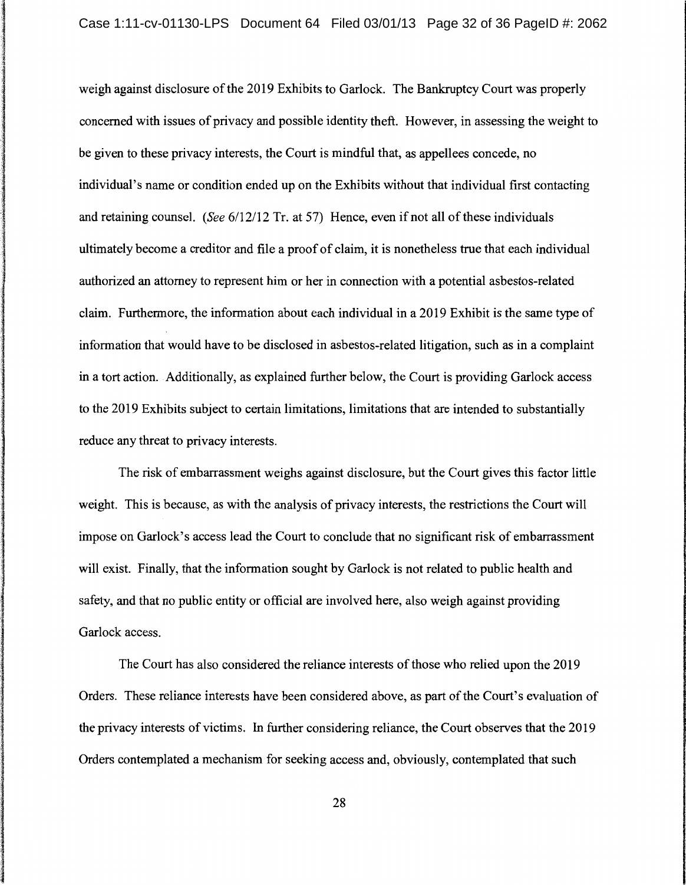weigh against disclosure of the 2019 Exhibits to Garlock. The Bankruptcy Court was properly concerned with issues of privacy and possible identity theft. However, in assessing the weight to be given to these privacy interests, the Court is mindful that, as appellees concede, no individual's name or condition ended up on the Exhibits without that individual first contacting and retaining counsel. (*See* 6/12/12 Tr. at 57) Hence, even if not all of these individuals ultimately become a creditor and file a proof of claim, it is nonetheless true that each individual authorized an attorney to represent him or her in connection with a potential asbestos-related claim. Furthermore, the information about each individual in a 2019 Exhibit is the same type of information that would have to be disclosed in asbestos-related litigation, such as in a complaint in a tort action. Additionally, as explained further below, the Court is providing Garlock access to the 2019 Exhibits subject to certain limitations, limitations that are intended to substantially reduce any threat to privacy interests.

The risk of embarrassment weighs against disclosure, but the Court gives this factor little weight. This is because, as with the analysis of privacy interests, the restrictions the Court will impose on Garlock's access lead the Court to conclude that no significant risk of embarrassment will exist. Finally, that the information sought by Garlock is not related to public health and safety, and that no public entity or official are involved here, also weigh against providing Garlock access.

The Court has also considered the reliance interests of those who relied upon the 2019 Orders. These reliance interests have been considered above, as part of the Court's evaluation of the privacy interests of victims. In further considering reliance, the Court observes that the 2019 Orders contemplated a mechanism for seeking access and, obviously, contemplated that such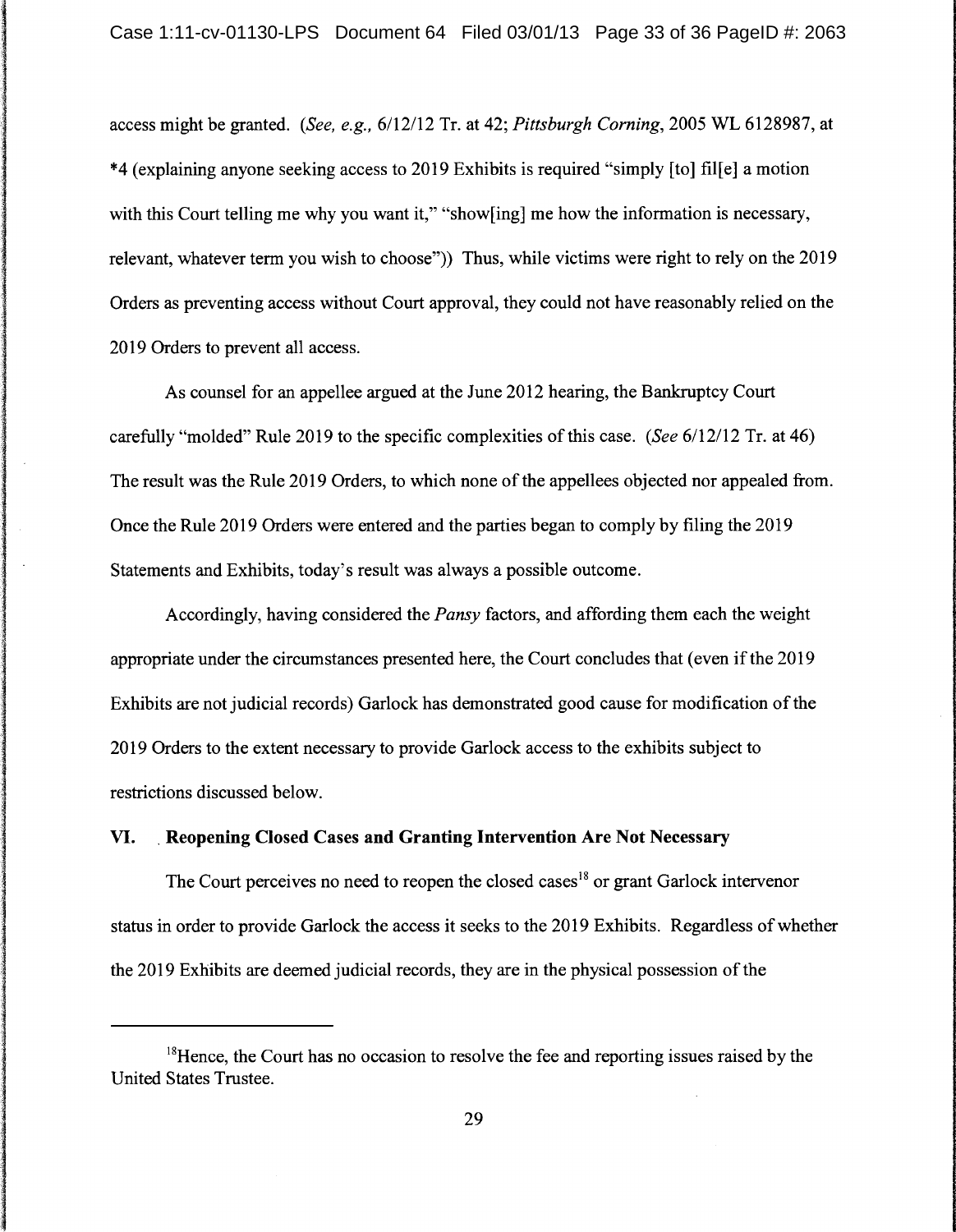access might be granted. (*See, e.g.*, 6/12/12 Tr. at 42; *Pittsburgh Corning*, 2005 WL 6128987, at *4 (explaining anyone seeking access to 2019 Exhibits is required "simply [to] fil[e] a motion with this Court telling me why you want it," "show[ing] me how the information is necessary, relevant, whatever term you wish to choose")) Thus, while victims were right to rely on the 2019 Orders as preventing access without Court approval, they could not have reasonably relied on the 2019 Orders to prevent all access.

As counsel for an appellee argued at the June 2012 hearing, the Bankruptcy Court carefully "molded" Rule 2019 to the specific complexities of this case. (*See* 6/12/12 Tr. at 46) The result was the Rule 2019 Orders, to which none of the appellees objected nor appealed from. Once the Rule 2019 Orders were entered and the parties began to comply by filing the 2019 Statements and Exhibits, today's result was always a possible outcome.

Accordingly, having considered the *Pansy* factors, and affording them each the weight appropriate under the circumstances presented here, the Court concludes that (even if the 2019 Exhibits are not judicial records) Garlock has demonstrated good cause for modification of the 2019 Orders to the extent necessary to provide Garlock access to the exhibits subject to restrictions discussed below.

## VI. Reopening Closed Cases and Granting Intervention Are Not Necessary

The Court perceives no need to reopen the closed cases[18] or grant Garlock intervenor status in order to provide Garlock the access it seeks to the 2019 Exhibits. Regardless of whether the 2019 Exhibits are deemed judicial records, they are in the physical possession of the

---

[18]Hence, the Court has no occasion to resolve the fee and reporting issues raised by the United States Trustee.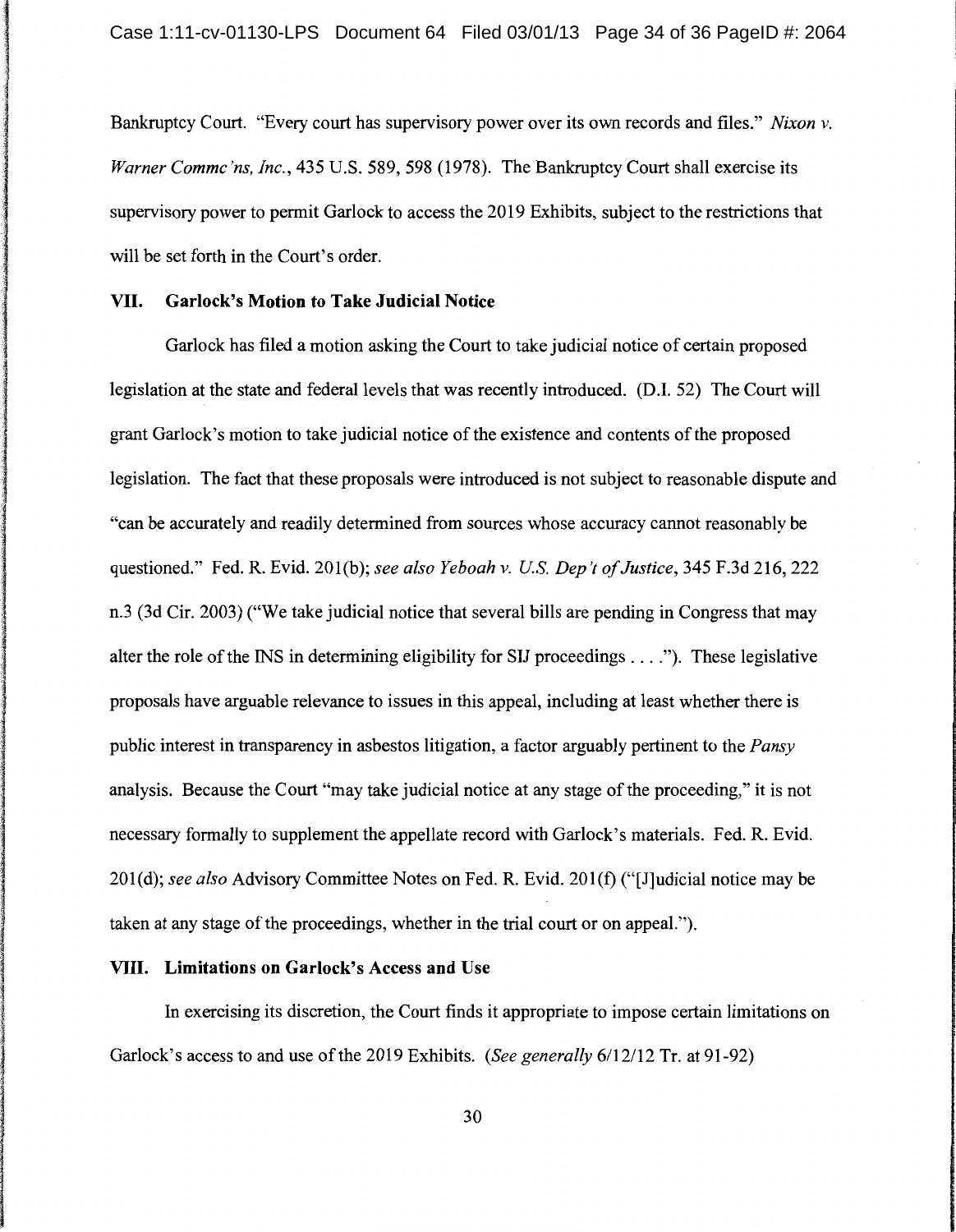Bankruptcy Court. "Every court has supervisory power over its own records and files." *Nixon v. Warner Commc'ns, Inc.*, 435 U.S. 589, 598 (1978). The Bankruptcy Court shall exercise its supervisory power to permit Garlock to access the 2019 Exhibits, subject to the restrictions that will be set forth in the Court's order.

## VII. Garlock's Motion to Take Judicial Notice

Garlock has filed a motion asking the Court to take judicial notice of certain proposed legislation at the state and federal levels that was recently introduced. (D.I. 52) The Court will grant Garlock's motion to take judicial notice of the existence and contents of the proposed legislation. The fact that these proposals were introduced is not subject to reasonable dispute and "can be accurately and readily determined from sources whose accuracy cannot reasonably be questioned." Fed. R. Evid. 201(b); *see also Yeboah v. U.S. Dep't of Justice*, 345 F.3d 216, 222 n.3 (3d Cir. 2003) ("We take judicial notice that several bills are pending in Congress that may alter the role of the INS in determining eligibility for SIJ proceedings . . . ."). These legislative proposals have arguable relevance to issues in this appeal, including at least whether there is public interest in transparency in asbestos litigation, a factor arguably pertinent to the *Pansy* analysis. Because the Court "may take judicial notice at any stage of the proceeding," it is not necessary formally to supplement the appellate record with Garlock's materials. Fed. R. Evid. 201(d); *see also* Advisory Committee Notes on Fed. R. Evid. 201(f) ("[J]udicial notice may be taken at any stage of the proceedings, whether in the trial court or on appeal.").

## VIII. Limitations on Garlock's Access and Use

In exercising its discretion, the Court finds it appropriate to impose certain limitations on Garlock's access to and use of the 2019 Exhibits. (*See generally* 6/12/12 Tr. at 91-92)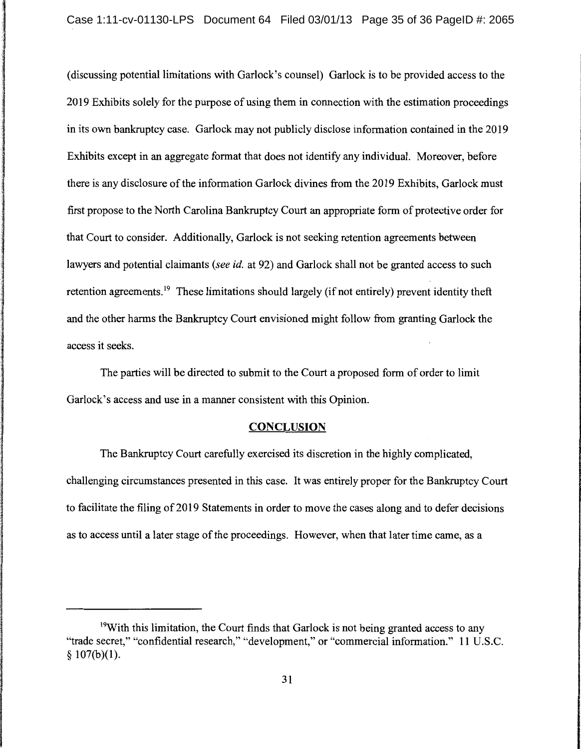(discussing potential limitations with Garlock's counsel) Garlock is to be provided access to the 2019 Exhibits solely for the purpose of using them in connection with the estimation proceedings in its own bankruptcy case. Garlock may not publicly disclose information contained in the 2019 Exhibits except in an aggregate format that does not identify any individual. Moreover, before there is any disclosure of the information Garlock divines from the 2019 Exhibits, Garlock must first propose to the North Carolina Bankruptcy Court an appropriate form of protective order for that Court to consider. Additionally, Garlock is not seeking retention agreements between lawyers and potential claimants (*see id.* at 92) and Garlock shall not be granted access to such retention agreements.[19] These limitations should largely (if not entirely) prevent identity theft and the other harms the Bankruptcy Court envisioned might follow from granting Garlock the access it seeks.

The parties will be directed to submit to the Court a proposed form of order to limit Garlock's access and use in a manner consistent with this Opinion.

## CONCLUSION

The Bankruptcy Court carefully exercised its discretion in the highly complicated, challenging circumstances presented in this case. It was entirely proper for the Bankruptcy Court to facilitate the filing of 2019 Statements in order to move the cases along and to defer decisions as to access until a later stage of the proceedings. However, when that later time came, as a

---

[19]With this limitation, the Court finds that Garlock is not being granted access to any "trade secret," "confidential research," "development," or "commercial information." 11 U.S.C. § 107(b)(1).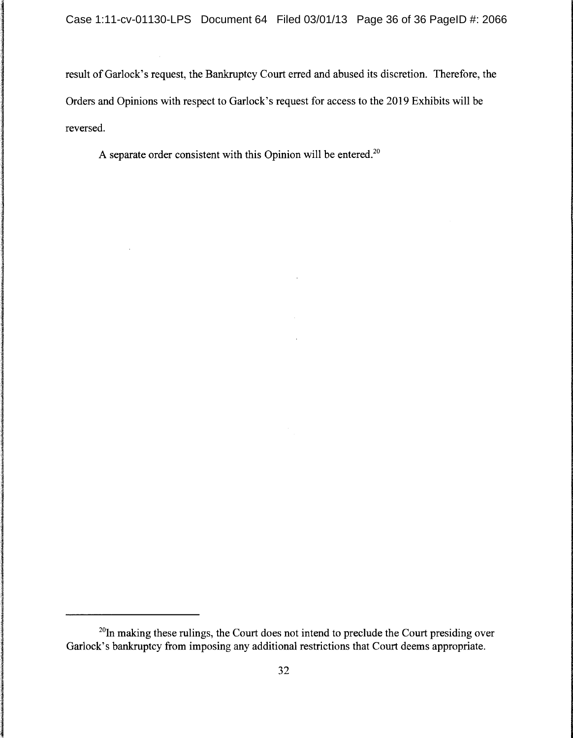result of Garlock's request, the Bankruptcy Court erred and abused its discretion. Therefore, the Orders and Opinions with respect to Garlock's request for access to the 2019 Exhibits will be reversed.

A separate order consistent with this Opinion will be entered.[20]

---

[20]In making these rulings, the Court does not intend to preclude the Court presiding over Garlock's bankruptcy from imposing any additional restrictions that Court deems appropriate.